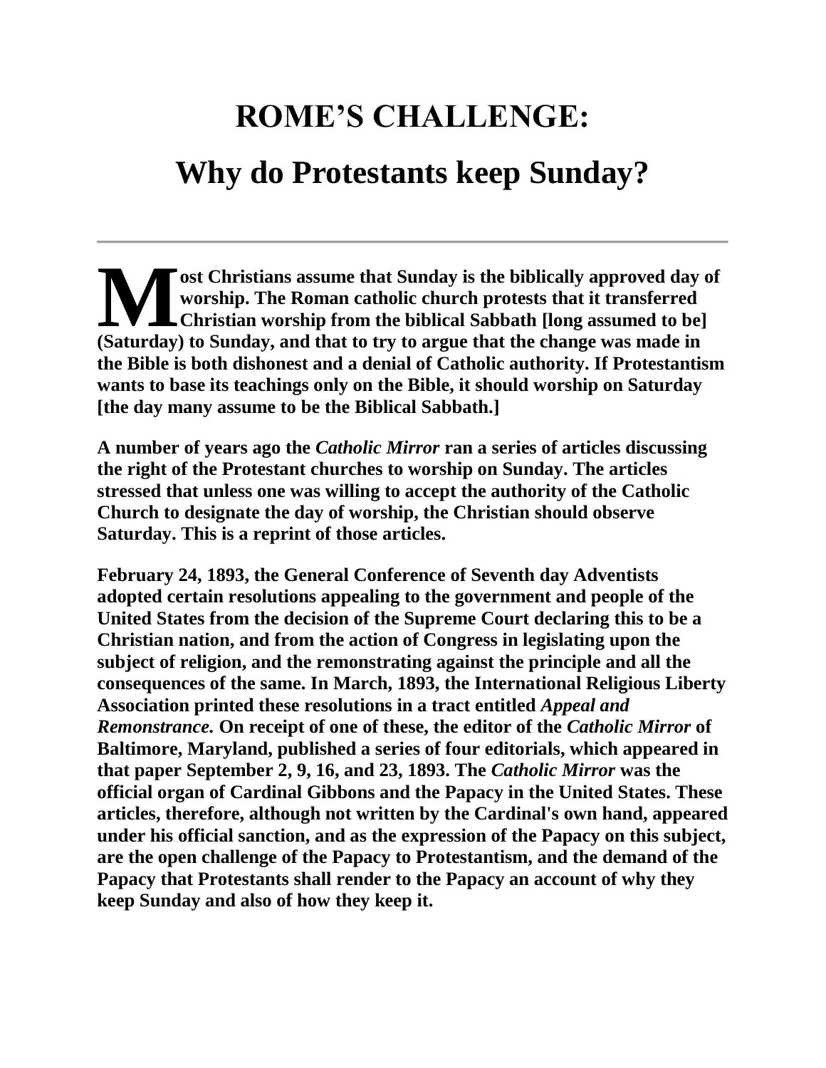# ROME'S CHALLENGE:

## Why do Protestants keep Sunday?

---

**Most Christians assume that Sunday is the biblically approved day of worship. The Roman catholic church protests that it transferred Christian worship from the biblical Sabbath [long assumed to be] (Saturday) to Sunday, and that to try to argue that the change was made in the Bible is both dishonest and a denial of Catholic authority. If Protestantism wants to base its teachings only on the Bible, it should worship on Saturday [the day many assume to be the Biblical Sabbath.]**

**A number of years ago the *Catholic Mirror* ran a series of articles discussing the right of the Protestant churches to worship on Sunday. The articles stressed that unless one was willing to accept the authority of the Catholic Church to designate the day of worship, the Christian should observe Saturday. This is a reprint of those articles.**

**February 24, 1893, the General Conference of Seventh day Adventists adopted certain resolutions appealing to the government and people of the United States from the decision of the Supreme Court declaring this to be a Christian nation, and from the action of Congress in legislating upon the subject of religion, and the remonstrating against the principle and all the consequences of the same. In March, 1893, the International Religious Liberty Association printed these resolutions in a tract entitled *Appeal and Remonstrance.* On receipt of one of these, the editor of the *Catholic Mirror* of Baltimore, Maryland, published a series of four editorials, which appeared in that paper September 2, 9, 16, and 23, 1893. The *Catholic Mirror* was the official organ of Cardinal Gibbons and the Papacy in the United States. These articles, therefore, although not written by the Cardinal's own hand, appeared under his official sanction, and as the expression of the Papacy on this subject, are the open challenge of the Papacy to Protestantism, and the demand of the Papacy that Protestants shall render to the Papacy an account of why they keep Sunday and also of how they keep it.**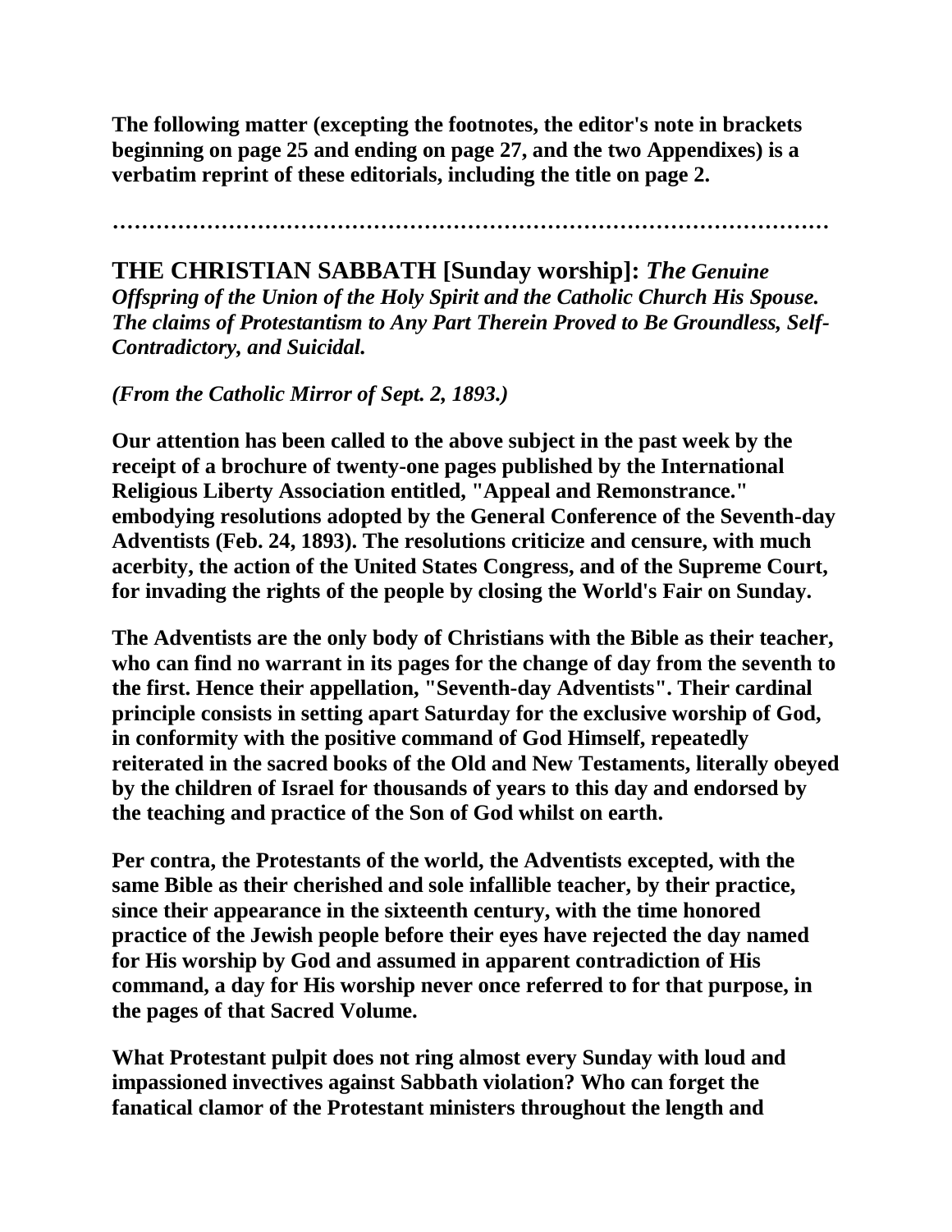**The following matter (excepting the footnotes, the editor's note in brackets beginning on page 25 and ending on page 27, and the two Appendixes) is a verbatim reprint of these editorials, including the title on page 2.**

**……………………………………………………………………………………**

## THE CHRISTIAN SABBATH [Sunday worship]: *The Genuine Offspring of the Union of the Holy Spirit and the Catholic Church His Spouse. The claims of Protestantism to Any Part Therein Proved to Be Groundless, Self-Contradictory, and Suicidal.*

***(From the Catholic Mirror of Sept. 2, 1893.)***

**Our attention has been called to the above subject in the past week by the receipt of a brochure of twenty-one pages published by the International Religious Liberty Association entitled, "Appeal and Remonstrance." embodying resolutions adopted by the General Conference of the Seventh-day Adventists (Feb. 24, 1893). The resolutions criticize and censure, with much acerbity, the action of the United States Congress, and of the Supreme Court, for invading the rights of the people by closing the World's Fair on Sunday.**

**The Adventists are the only body of Christians with the Bible as their teacher, who can find no warrant in its pages for the change of day from the seventh to the first. Hence their appellation, "Seventh-day Adventists". Their cardinal principle consists in setting apart Saturday for the exclusive worship of God, in conformity with the positive command of God Himself, repeatedly reiterated in the sacred books of the Old and New Testaments, literally obeyed by the children of Israel for thousands of years to this day and endorsed by the teaching and practice of the Son of God whilst on earth.**

**Per contra, the Protestants of the world, the Adventists excepted, with the same Bible as their cherished and sole infallible teacher, by their practice, since their appearance in the sixteenth century, with the time honored practice of the Jewish people before their eyes have rejected the day named for His worship by God and assumed in apparent contradiction of His command, a day for His worship never once referred to for that purpose, in the pages of that Sacred Volume.**

**What Protestant pulpit does not ring almost every Sunday with loud and impassioned invectives against Sabbath violation? Who can forget the fanatical clamor of the Protestant ministers throughout the length and**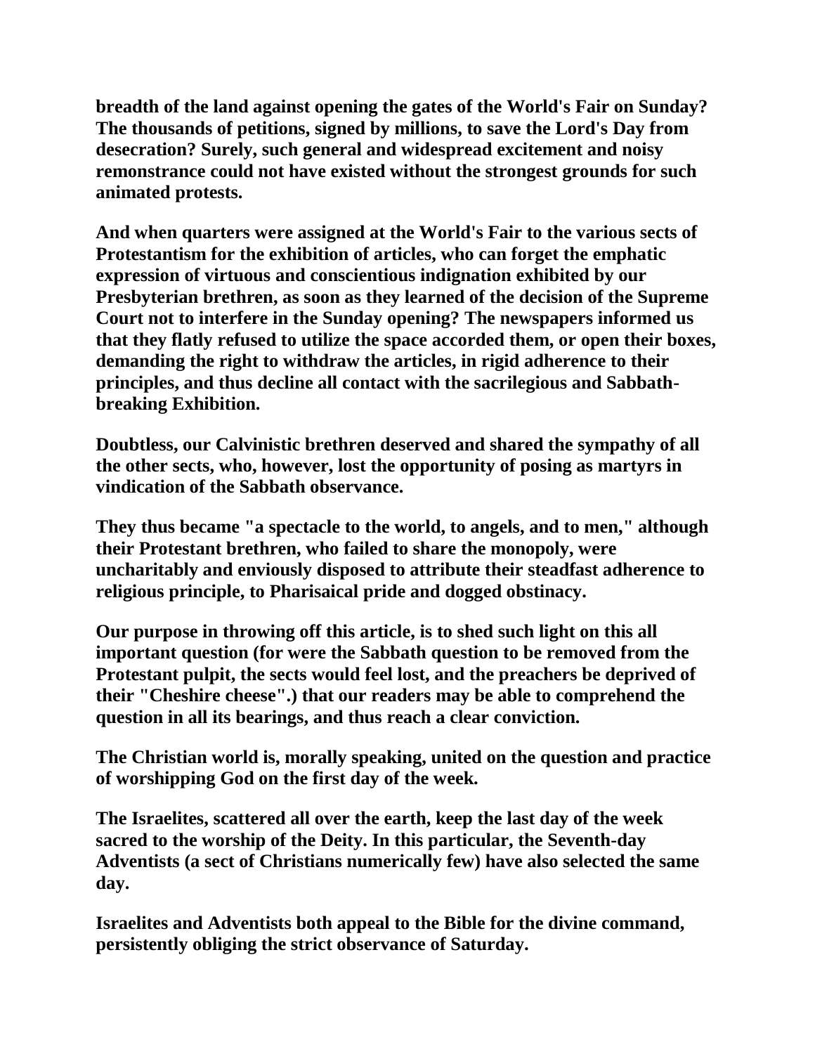**breadth of the land against opening the gates of the World's Fair on Sunday? The thousands of petitions, signed by millions, to save the Lord's Day from desecration? Surely, such general and widespread excitement and noisy remonstrance could not have existed without the strongest grounds for such animated protests.**

**And when quarters were assigned at the World's Fair to the various sects of Protestantism for the exhibition of articles, who can forget the emphatic expression of virtuous and conscientious indignation exhibited by our Presbyterian brethren, as soon as they learned of the decision of the Supreme Court not to interfere in the Sunday opening? The newspapers informed us that they flatly refused to utilize the space accorded them, or open their boxes, demanding the right to withdraw the articles, in rigid adherence to their principles, and thus decline all contact with the sacrilegious and Sabbath-breaking Exhibition.**

**Doubtless, our Calvinistic brethren deserved and shared the sympathy of all the other sects, who, however, lost the opportunity of posing as martyrs in vindication of the Sabbath observance.**

**They thus became "a spectacle to the world, to angels, and to men," although their Protestant brethren, who failed to share the monopoly, were uncharitably and enviously disposed to attribute their steadfast adherence to religious principle, to Pharisaical pride and dogged obstinacy.**

**Our purpose in throwing off this article, is to shed such light on this all important question (for were the Sabbath question to be removed from the Protestant pulpit, the sects would feel lost, and the preachers be deprived of their "Cheshire cheese".) that our readers may be able to comprehend the question in all its bearings, and thus reach a clear conviction.**

**The Christian world is, morally speaking, united on the question and practice of worshipping God on the first day of the week.**

**The Israelites, scattered all over the earth, keep the last day of the week sacred to the worship of the Deity. In this particular, the Seventh-day Adventists (a sect of Christians numerically few) have also selected the same day.**

**Israelites and Adventists both appeal to the Bible for the divine command, persistently obliging the strict observance of Saturday.**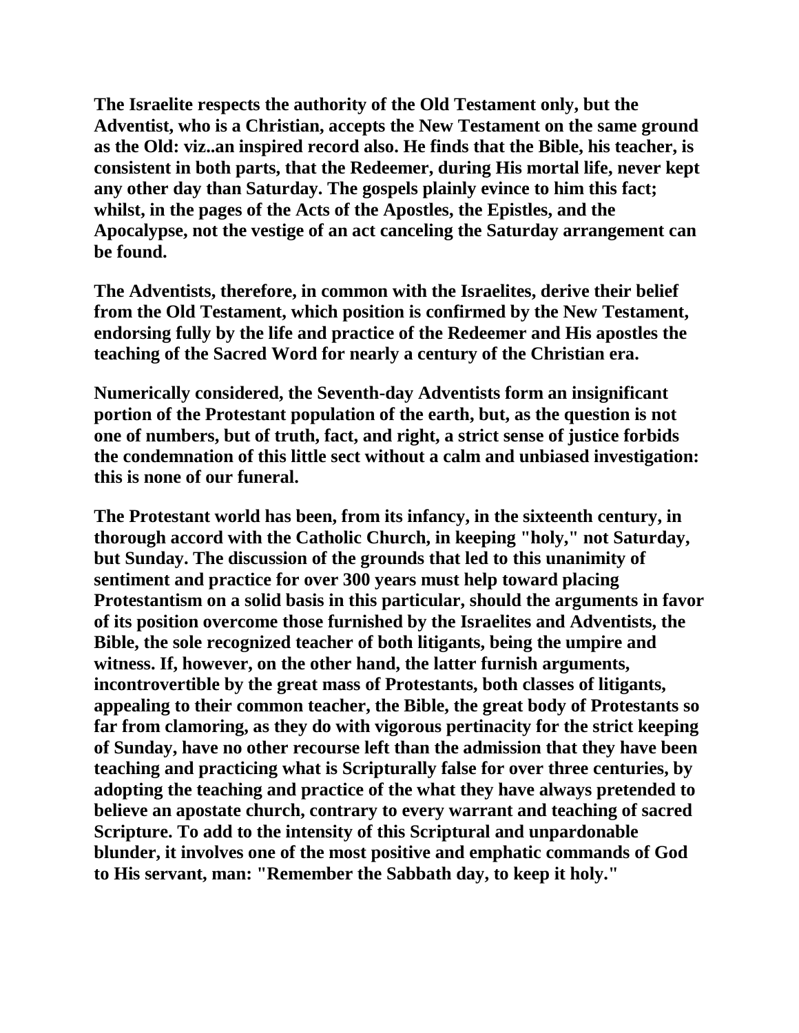**The Israelite respects the authority of the Old Testament only, but the Adventist, who is a Christian, accepts the New Testament on the same ground as the Old: viz..an inspired record also. He finds that the Bible, his teacher, is consistent in both parts, that the Redeemer, during His mortal life, never kept any other day than Saturday. The gospels plainly evince to him this fact; whilst, in the pages of the Acts of the Apostles, the Epistles, and the Apocalypse, not the vestige of an act canceling the Saturday arrangement can be found.**

**The Adventists, therefore, in common with the Israelites, derive their belief from the Old Testament, which position is confirmed by the New Testament, endorsing fully by the life and practice of the Redeemer and His apostles the teaching of the Sacred Word for nearly a century of the Christian era.**

**Numerically considered, the Seventh-day Adventists form an insignificant portion of the Protestant population of the earth, but, as the question is not one of numbers, but of truth, fact, and right, a strict sense of justice forbids the condemnation of this little sect without a calm and unbiased investigation: this is none of our funeral.**

**The Protestant world has been, from its infancy, in the sixteenth century, in thorough accord with the Catholic Church, in keeping "holy," not Saturday, but Sunday. The discussion of the grounds that led to this unanimity of sentiment and practice for over 300 years must help toward placing Protestantism on a solid basis in this particular, should the arguments in favor of its position overcome those furnished by the Israelites and Adventists, the Bible, the sole recognized teacher of both litigants, being the umpire and witness. If, however, on the other hand, the latter furnish arguments, incontrovertible by the great mass of Protestants, both classes of litigants, appealing to their common teacher, the Bible, the great body of Protestants so far from clamoring, as they do with vigorous pertinacity for the strict keeping of Sunday, have no other recourse left than the admission that they have been teaching and practicing what is Scripturally false for over three centuries, by adopting the teaching and practice of the what they have always pretended to believe an apostate church, contrary to every warrant and teaching of sacred Scripture. To add to the intensity of this Scriptural and unpardonable blunder, it involves one of the most positive and emphatic commands of God to His servant, man: "Remember the Sabbath day, to keep it holy."**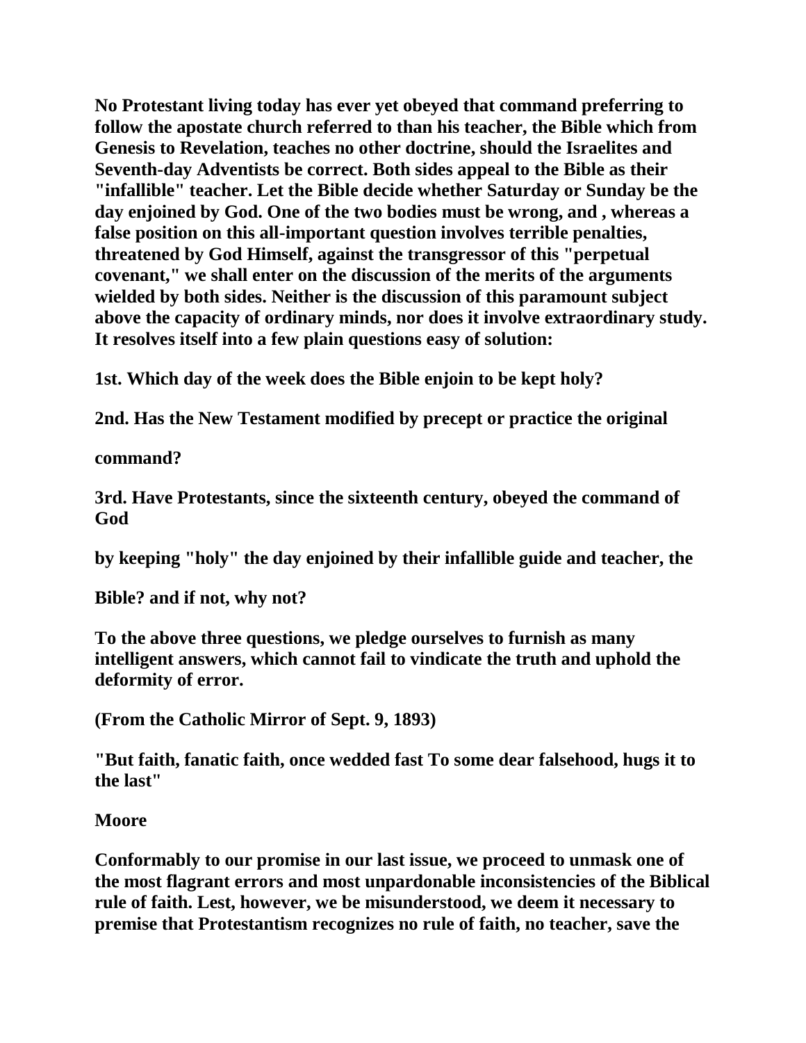**No Protestant living today has ever yet obeyed that command preferring to follow the apostate church referred to than his teacher, the Bible which from Genesis to Revelation, teaches no other doctrine, should the Israelites and Seventh-day Adventists be correct. Both sides appeal to the Bible as their "infallible" teacher. Let the Bible decide whether Saturday or Sunday be the day enjoined by God. One of the two bodies must be wrong, and , whereas a false position on this all-important question involves terrible penalties, threatened by God Himself, against the transgressor of this "perpetual covenant," we shall enter on the discussion of the merits of the arguments wielded by both sides. Neither is the discussion of this paramount subject above the capacity of ordinary minds, nor does it involve extraordinary study. It resolves itself into a few plain questions easy of solution:**

**1st. Which day of the week does the Bible enjoin to be kept holy?**

**2nd. Has the New Testament modified by precept or practice the original**

**command?**

**3rd. Have Protestants, since the sixteenth century, obeyed the command of God**

**by keeping "holy" the day enjoined by their infallible guide and teacher, the**

**Bible? and if not, why not?**

**To the above three questions, we pledge ourselves to furnish as many intelligent answers, which cannot fail to vindicate the truth and uphold the deformity of error.**

**(From the Catholic Mirror of Sept. 9, 1893)**

**"But faith, fanatic faith, once wedded fast To some dear falsehood, hugs it to the last"**

**Moore**

**Conformably to our promise in our last issue, we proceed to unmask one of the most flagrant errors and most unpardonable inconsistencies of the Biblical rule of faith. Lest, however, we be misunderstood, we deem it necessary to premise that Protestantism recognizes no rule of faith, no teacher, save the**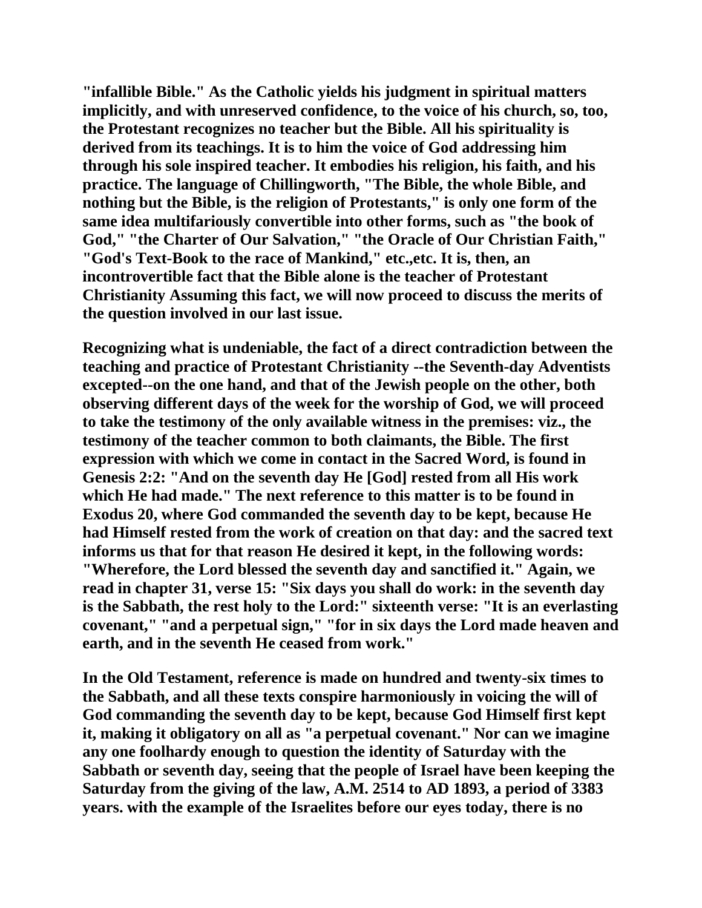**"infallible Bible." As the Catholic yields his judgment in spiritual matters implicitly, and with unreserved confidence, to the voice of his church, so, too, the Protestant recognizes no teacher but the Bible. All his spirituality is derived from its teachings. It is to him the voice of God addressing him through his sole inspired teacher. It embodies his religion, his faith, and his practice. The language of Chillingworth, "The Bible, the whole Bible, and nothing but the Bible, is the religion of Protestants," is only one form of the same idea multifariously convertible into other forms, such as "the book of God," "the Charter of Our Salvation," "the Oracle of Our Christian Faith," "God's Text-Book to the race of Mankind," etc.,etc. It is, then, an incontrovertible fact that the Bible alone is the teacher of Protestant Christianity Assuming this fact, we will now proceed to discuss the merits of the question involved in our last issue.**

**Recognizing what is undeniable, the fact of a direct contradiction between the teaching and practice of Protestant Christianity --the Seventh-day Adventists excepted--on the one hand, and that of the Jewish people on the other, both observing different days of the week for the worship of God, we will proceed to take the testimony of the only available witness in the premises: viz., the testimony of the teacher common to both claimants, the Bible. The first expression with which we come in contact in the Sacred Word, is found in Genesis 2:2: "And on the seventh day He [God] rested from all His work which He had made." The next reference to this matter is to be found in Exodus 20, where God commanded the seventh day to be kept, because He had Himself rested from the work of creation on that day: and the sacred text informs us that for that reason He desired it kept, in the following words: "Wherefore, the Lord blessed the seventh day and sanctified it." Again, we read in chapter 31, verse 15: "Six days you shall do work: in the seventh day is the Sabbath, the rest holy to the Lord:" sixteenth verse: "It is an everlasting covenant," "and a perpetual sign," "for in six days the Lord made heaven and earth, and in the seventh He ceased from work."**

**In the Old Testament, reference is made on hundred and twenty-six times to the Sabbath, and all these texts conspire harmoniously in voicing the will of God commanding the seventh day to be kept, because God Himself first kept it, making it obligatory on all as "a perpetual covenant." Nor can we imagine any one foolhardy enough to question the identity of Saturday with the Sabbath or seventh day, seeing that the people of Israel have been keeping the Saturday from the giving of the law, A.M. 2514 to AD 1893, a period of 3383 years. with the example of the Israelites before our eyes today, there is no**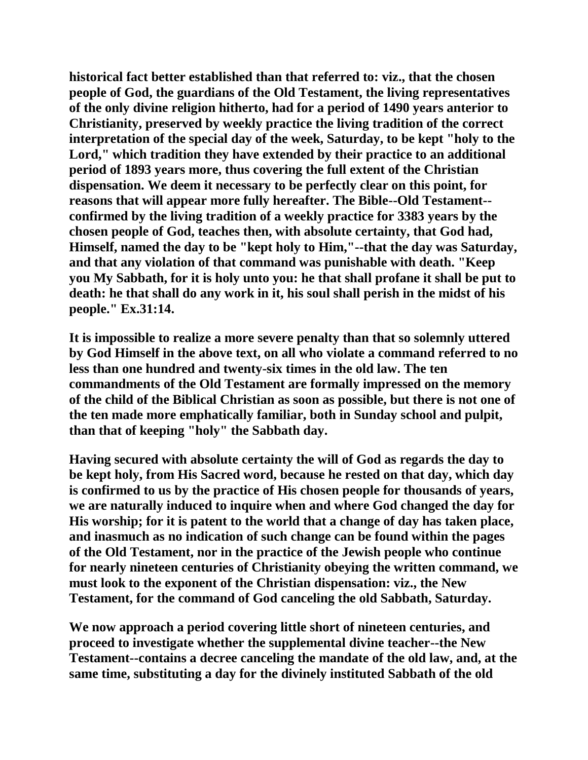**historical fact better established than that referred to: viz., that the chosen people of God, the guardians of the Old Testament, the living representatives of the only divine religion hitherto, had for a period of 1490 years anterior to Christianity, preserved by weekly practice the living tradition of the correct interpretation of the special day of the week, Saturday, to be kept "holy to the Lord," which tradition they have extended by their practice to an additional period of 1893 years more, thus covering the full extent of the Christian dispensation. We deem it necessary to be perfectly clear on this point, for reasons that will appear more fully hereafter. The Bible--Old Testament--confirmed by the living tradition of a weekly practice for 3383 years by the chosen people of God, teaches then, with absolute certainty, that God had, Himself, named the day to be "kept holy to Him,"--that the day was Saturday, and that any violation of that command was punishable with death. "Keep you My Sabbath, for it is holy unto you: he that shall profane it shall be put to death: he that shall do any work in it, his soul shall perish in the midst of his people." Ex.31:14.**

**It is impossible to realize a more severe penalty than that so solemnly uttered by God Himself in the above text, on all who violate a command referred to no less than one hundred and twenty-six times in the old law. The ten commandments of the Old Testament are formally impressed on the memory of the child of the Biblical Christian as soon as possible, but there is not one of the ten made more emphatically familiar, both in Sunday school and pulpit, than that of keeping "holy" the Sabbath day.**

**Having secured with absolute certainty the will of God as regards the day to be kept holy, from His Sacred word, because he rested on that day, which day is confirmed to us by the practice of His chosen people for thousands of years, we are naturally induced to inquire when and where God changed the day for His worship; for it is patent to the world that a change of day has taken place, and inasmuch as no indication of such change can be found within the pages of the Old Testament, nor in the practice of the Jewish people who continue for nearly nineteen centuries of Christianity obeying the written command, we must look to the exponent of the Christian dispensation: viz., the New Testament, for the command of God canceling the old Sabbath, Saturday.**

**We now approach a period covering little short of nineteen centuries, and proceed to investigate whether the supplemental divine teacher--the New Testament--contains a decree canceling the mandate of the old law, and, at the same time, substituting a day for the divinely instituted Sabbath of the old**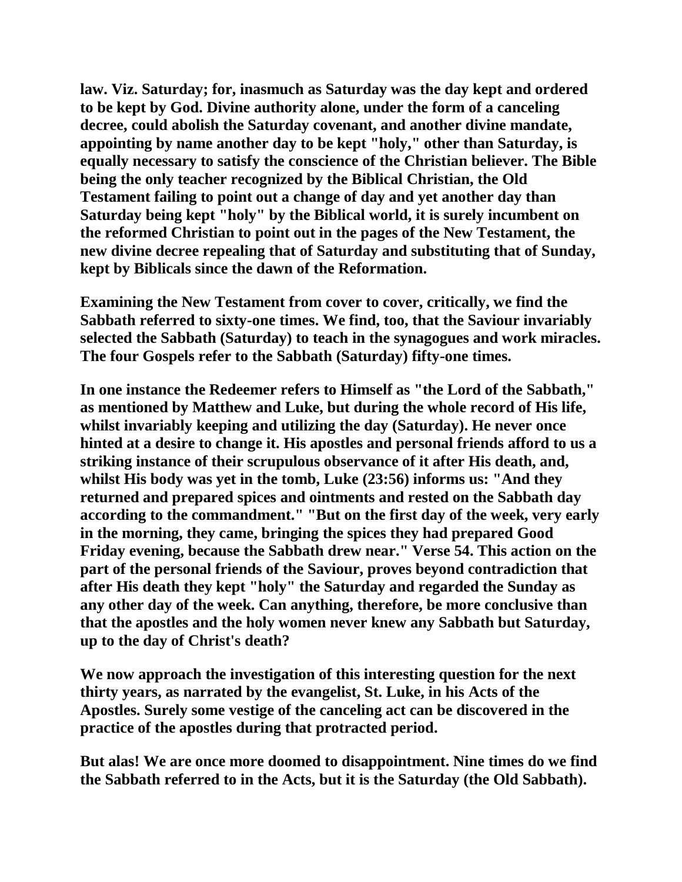**law. Viz. Saturday; for, inasmuch as Saturday was the day kept and ordered to be kept by God. Divine authority alone, under the form of a canceling decree, could abolish the Saturday covenant, and another divine mandate, appointing by name another day to be kept "holy," other than Saturday, is equally necessary to satisfy the conscience of the Christian believer. The Bible being the only teacher recognized by the Biblical Christian, the Old Testament failing to point out a change of day and yet another day than Saturday being kept "holy" by the Biblical world, it is surely incumbent on the reformed Christian to point out in the pages of the New Testament, the new divine decree repealing that of Saturday and substituting that of Sunday, kept by Biblicals since the dawn of the Reformation.**

**Examining the New Testament from cover to cover, critically, we find the Sabbath referred to sixty-one times. We find, too, that the Saviour invariably selected the Sabbath (Saturday) to teach in the synagogues and work miracles. The four Gospels refer to the Sabbath (Saturday) fifty-one times.**

**In one instance the Redeemer refers to Himself as "the Lord of the Sabbath," as mentioned by Matthew and Luke, but during the whole record of His life, whilst invariably keeping and utilizing the day (Saturday). He never once hinted at a desire to change it. His apostles and personal friends afford to us a striking instance of their scrupulous observance of it after His death, and, whilst His body was yet in the tomb, Luke (23:56) informs us: "And they returned and prepared spices and ointments and rested on the Sabbath day according to the commandment." "But on the first day of the week, very early in the morning, they came, bringing the spices they had prepared Good Friday evening, because the Sabbath drew near." Verse 54. This action on the part of the personal friends of the Saviour, proves beyond contradiction that after His death they kept "holy" the Saturday and regarded the Sunday as any other day of the week. Can anything, therefore, be more conclusive than that the apostles and the holy women never knew any Sabbath but Saturday, up to the day of Christ's death?**

**We now approach the investigation of this interesting question for the next thirty years, as narrated by the evangelist, St. Luke, in his Acts of the Apostles. Surely some vestige of the canceling act can be discovered in the practice of the apostles during that protracted period.**

**But alas! We are once more doomed to disappointment. Nine times do we find the Sabbath referred to in the Acts, but it is the Saturday (the Old Sabbath).**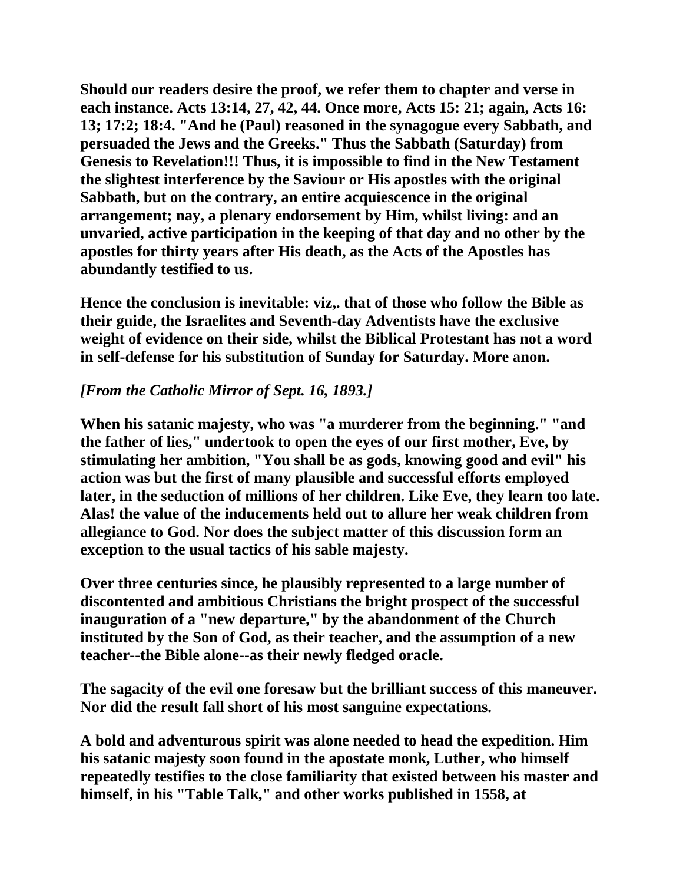**Should our readers desire the proof, we refer them to chapter and verse in each instance. Acts 13:14, 27, 42, 44. Once more, Acts 15: 21; again, Acts 16: 13; 17:2; 18:4. "And he (Paul) reasoned in the synagogue every Sabbath, and persuaded the Jews and the Greeks." Thus the Sabbath (Saturday) from Genesis to Revelation!!! Thus, it is impossible to find in the New Testament the slightest interference by the Saviour or His apostles with the original Sabbath, but on the contrary, an entire acquiescence in the original arrangement; nay, a plenary endorsement by Him, whilst living: and an unvaried, active participation in the keeping of that day and no other by the apostles for thirty years after His death, as the Acts of the Apostles has abundantly testified to us.**

**Hence the conclusion is inevitable: viz,. that of those who follow the Bible as their guide, the Israelites and Seventh-day Adventists have the exclusive weight of evidence on their side, whilst the Biblical Protestant has not a word in self-defense for his substitution of Sunday for Saturday. More anon.**

***[From the Catholic Mirror of Sept. 16, 1893.]***

**When his satanic majesty, who was "a murderer from the beginning." "and the father of lies," undertook to open the eyes of our first mother, Eve, by stimulating her ambition, "You shall be as gods, knowing good and evil" his action was but the first of many plausible and successful efforts employed later, in the seduction of millions of her children. Like Eve, they learn too late. Alas! the value of the inducements held out to allure her weak children from allegiance to God. Nor does the subject matter of this discussion form an exception to the usual tactics of his sable majesty.**

**Over three centuries since, he plausibly represented to a large number of discontented and ambitious Christians the bright prospect of the successful inauguration of a "new departure," by the abandonment of the Church instituted by the Son of God, as their teacher, and the assumption of a new teacher--the Bible alone--as their newly fledged oracle.**

**The sagacity of the evil one foresaw but the brilliant success of this maneuver. Nor did the result fall short of his most sanguine expectations.**

**A bold and adventurous spirit was alone needed to head the expedition. Him his satanic majesty soon found in the apostate monk, Luther, who himself repeatedly testifies to the close familiarity that existed between his master and himself, in his "Table Talk," and other works published in 1558, at**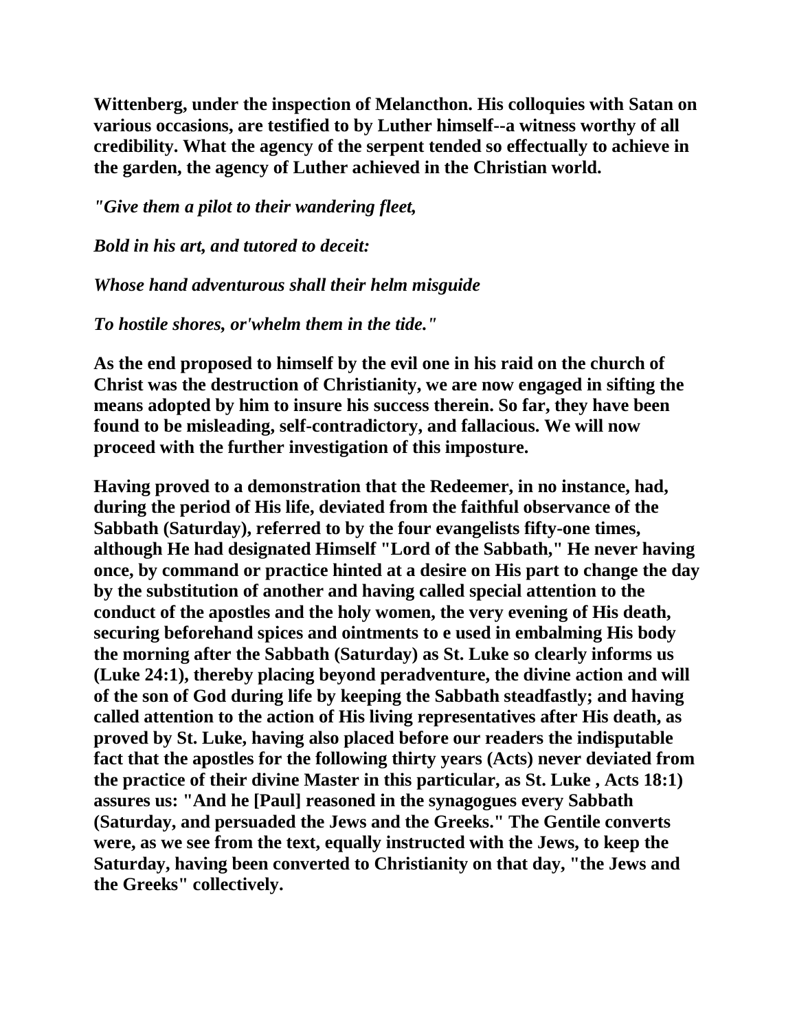**Wittenberg, under the inspection of Melancthon. His colloquies with Satan on various occasions, are testified to by Luther himself--a witness worthy of all credibility. What the agency of the serpent tended so effectually to achieve in the garden, the agency of Luther achieved in the Christian world.**

***"Give them a pilot to their wandering fleet,***

***Bold in his art, and tutored to deceit:***

***Whose hand adventurous shall their helm misguide***

***To hostile shores, or'whelm them in the tide."***

**As the end proposed to himself by the evil one in his raid on the church of Christ was the destruction of Christianity, we are now engaged in sifting the means adopted by him to insure his success therein. So far, they have been found to be misleading, self-contradictory, and fallacious. We will now proceed with the further investigation of this imposture.**

**Having proved to a demonstration that the Redeemer, in no instance, had, during the period of His life, deviated from the faithful observance of the Sabbath (Saturday), referred to by the four evangelists fifty-one times, although He had designated Himself "Lord of the Sabbath," He never having once, by command or practice hinted at a desire on His part to change the day by the substitution of another and having called special attention to the conduct of the apostles and the holy women, the very evening of His death, securing beforehand spices and ointments to e used in embalming His body the morning after the Sabbath (Saturday) as St. Luke so clearly informs us (Luke 24:1), thereby placing beyond peradventure, the divine action and will of the son of God during life by keeping the Sabbath steadfastly; and having called attention to the action of His living representatives after His death, as proved by St. Luke, having also placed before our readers the indisputable fact that the apostles for the following thirty years (Acts) never deviated from the practice of their divine Master in this particular, as St. Luke , Acts 18:1) assures us: "And he [Paul] reasoned in the synagogues every Sabbath (Saturday, and persuaded the Jews and the Greeks." The Gentile converts were, as we see from the text, equally instructed with the Jews, to keep the Saturday, having been converted to Christianity on that day, "the Jews and the Greeks" collectively.**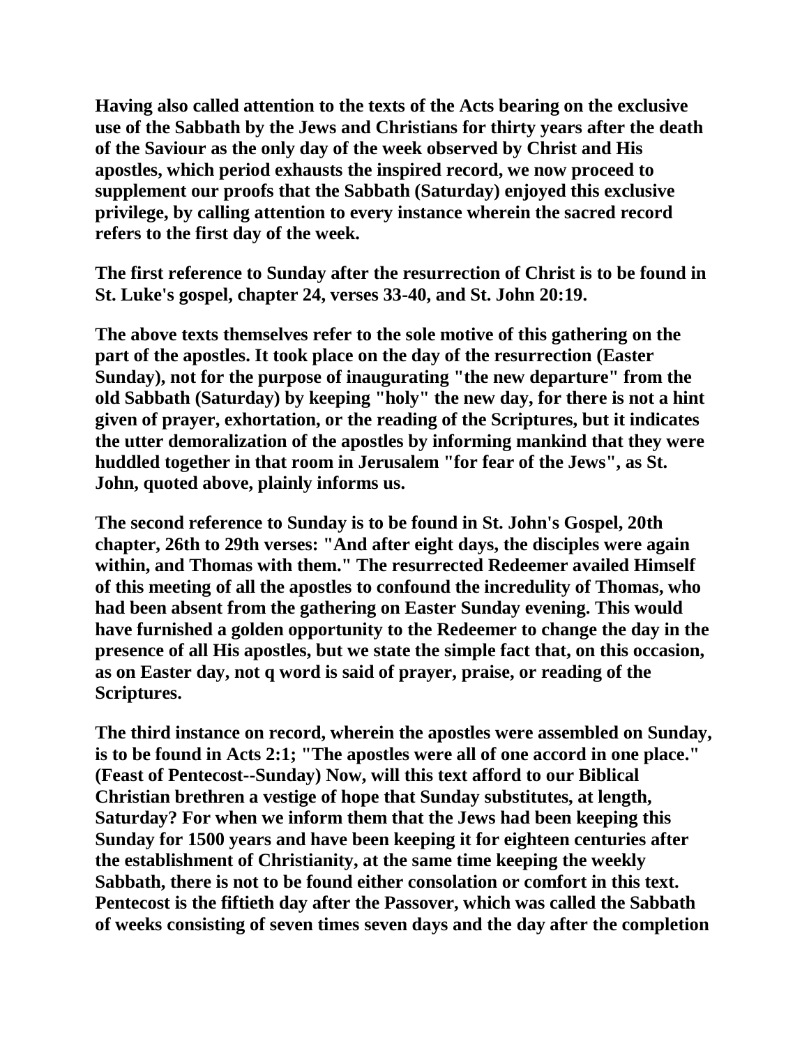**Having also called attention to the texts of the Acts bearing on the exclusive use of the Sabbath by the Jews and Christians for thirty years after the death of the Saviour as the only day of the week observed by Christ and His apostles, which period exhausts the inspired record, we now proceed to supplement our proofs that the Sabbath (Saturday) enjoyed this exclusive privilege, by calling attention to every instance wherein the sacred record refers to the first day of the week.**

**The first reference to Sunday after the resurrection of Christ is to be found in St. Luke's gospel, chapter 24, verses 33-40, and St. John 20:19.**

**The above texts themselves refer to the sole motive of this gathering on the part of the apostles. It took place on the day of the resurrection (Easter Sunday), not for the purpose of inaugurating "the new departure" from the old Sabbath (Saturday) by keeping "holy" the new day, for there is not a hint given of prayer, exhortation, or the reading of the Scriptures, but it indicates the utter demoralization of the apostles by informing mankind that they were huddled together in that room in Jerusalem "for fear of the Jews", as St. John, quoted above, plainly informs us.**

**The second reference to Sunday is to be found in St. John's Gospel, 20th chapter, 26th to 29th verses: "And after eight days, the disciples were again within, and Thomas with them." The resurrected Redeemer availed Himself of this meeting of all the apostles to confound the incredulity of Thomas, who had been absent from the gathering on Easter Sunday evening. This would have furnished a golden opportunity to the Redeemer to change the day in the presence of all His apostles, but we state the simple fact that, on this occasion, as on Easter day, not q word is said of prayer, praise, or reading of the Scriptures.**

**The third instance on record, wherein the apostles were assembled on Sunday, is to be found in Acts 2:1; "The apostles were all of one accord in one place." (Feast of Pentecost--Sunday) Now, will this text afford to our Biblical Christian brethren a vestige of hope that Sunday substitutes, at length, Saturday? For when we inform them that the Jews had been keeping this Sunday for 1500 years and have been keeping it for eighteen centuries after the establishment of Christianity, at the same time keeping the weekly Sabbath, there is not to be found either consolation or comfort in this text. Pentecost is the fiftieth day after the Passover, which was called the Sabbath of weeks consisting of seven times seven days and the day after the completion**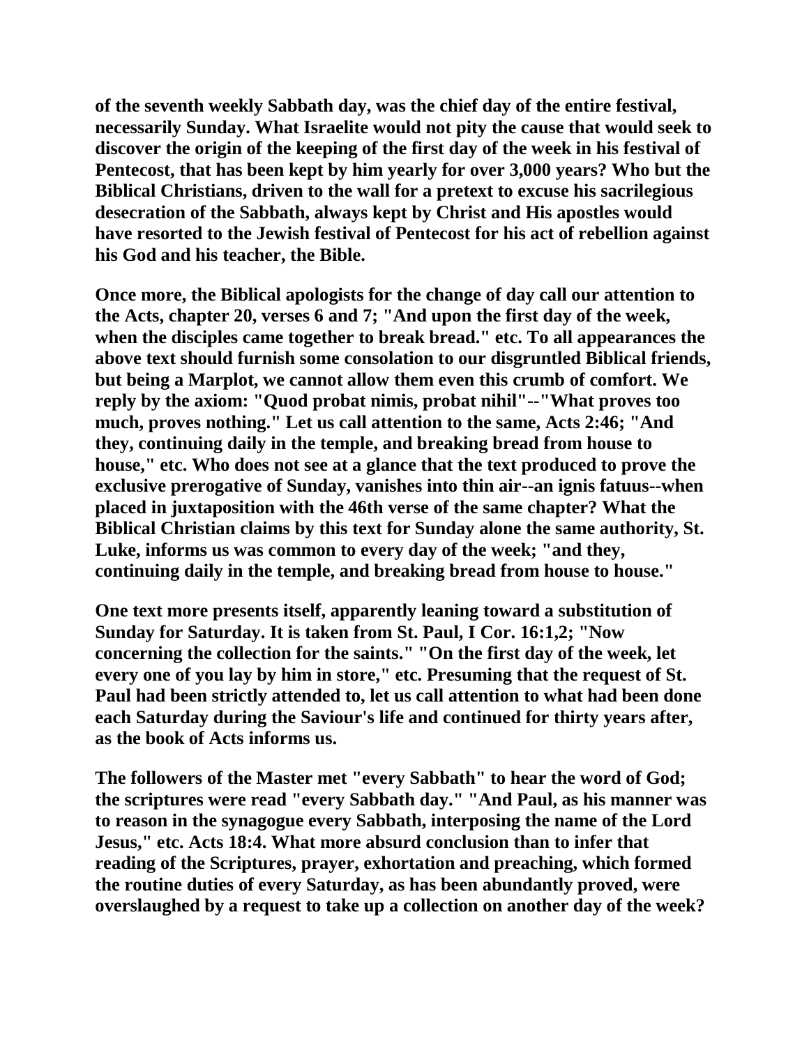**of the seventh weekly Sabbath day, was the chief day of the entire festival, necessarily Sunday. What Israelite would not pity the cause that would seek to discover the origin of the keeping of the first day of the week in his festival of Pentecost, that has been kept by him yearly for over 3,000 years? Who but the Biblical Christians, driven to the wall for a pretext to excuse his sacrilegious desecration of the Sabbath, always kept by Christ and His apostles would have resorted to the Jewish festival of Pentecost for his act of rebellion against his God and his teacher, the Bible.**

**Once more, the Biblical apologists for the change of day call our attention to the Acts, chapter 20, verses 6 and 7; "And upon the first day of the week, when the disciples came together to break bread." etc. To all appearances the above text should furnish some consolation to our disgruntled Biblical friends, but being a Marplot, we cannot allow them even this crumb of comfort. We reply by the axiom: "Quod probat nimis, probat nihil"--"What proves too much, proves nothing." Let us call attention to the same, Acts 2:46; "And they, continuing daily in the temple, and breaking bread from house to house," etc. Who does not see at a glance that the text produced to prove the exclusive prerogative of Sunday, vanishes into thin air--an ignis fatuus--when placed in juxtaposition with the 46th verse of the same chapter? What the Biblical Christian claims by this text for Sunday alone the same authority, St. Luke, informs us was common to every day of the week; "and they, continuing daily in the temple, and breaking bread from house to house."**

**One text more presents itself, apparently leaning toward a substitution of Sunday for Saturday. It is taken from St. Paul, I Cor. 16:1,2; "Now concerning the collection for the saints." "On the first day of the week, let every one of you lay by him in store," etc. Presuming that the request of St. Paul had been strictly attended to, let us call attention to what had been done each Saturday during the Saviour's life and continued for thirty years after, as the book of Acts informs us.**

**The followers of the Master met "every Sabbath" to hear the word of God; the scriptures were read "every Sabbath day." "And Paul, as his manner was to reason in the synagogue every Sabbath, interposing the name of the Lord Jesus," etc. Acts 18:4. What more absurd conclusion than to infer that reading of the Scriptures, prayer, exhortation and preaching, which formed the routine duties of every Saturday, as has been abundantly proved, were overslaughed by a request to take up a collection on another day of the week?**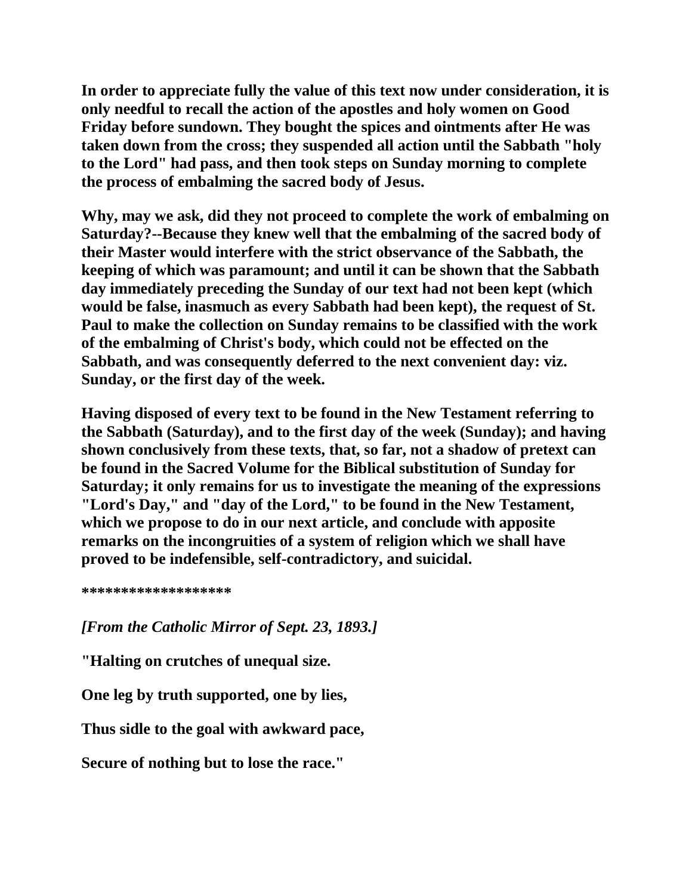**In order to appreciate fully the value of this text now under consideration, it is only needful to recall the action of the apostles and holy women on Good Friday before sundown. They bought the spices and ointments after He was taken down from the cross; they suspended all action until the Sabbath "holy to the Lord" had pass, and then took steps on Sunday morning to complete the process of embalming the sacred body of Jesus.**

**Why, may we ask, did they not proceed to complete the work of embalming on Saturday?--Because they knew well that the embalming of the sacred body of their Master would interfere with the strict observance of the Sabbath, the keeping of which was paramount; and until it can be shown that the Sabbath day immediately preceding the Sunday of our text had not been kept (which would be false, inasmuch as every Sabbath had been kept), the request of St. Paul to make the collection on Sunday remains to be classified with the work of the embalming of Christ's body, which could not be effected on the Sabbath, and was consequently deferred to the next convenient day: viz. Sunday, or the first day of the week.**

**Having disposed of every text to be found in the New Testament referring to the Sabbath (Saturday), and to the first day of the week (Sunday); and having shown conclusively from these texts, that, so far, not a shadow of pretext can be found in the Sacred Volume for the Biblical substitution of Sunday for Saturday; it only remains for us to investigate the meaning of the expressions "Lord's Day," and "day of the Lord," to be found in the New Testament, which we propose to do in our next article, and conclude with apposite remarks on the incongruities of a system of religion which we shall have proved to be indefensible, self-contradictory, and suicidal.**

**\*\*\*\*\*\*\*\*\*\*\*\*\*\*\*\*\*\*\***

***[From the Catholic Mirror of Sept. 23, 1893.]***

**"Halting on crutches of unequal size.**

**One leg by truth supported, one by lies,**

**Thus sidle to the goal with awkward pace,**

**Secure of nothing but to lose the race."**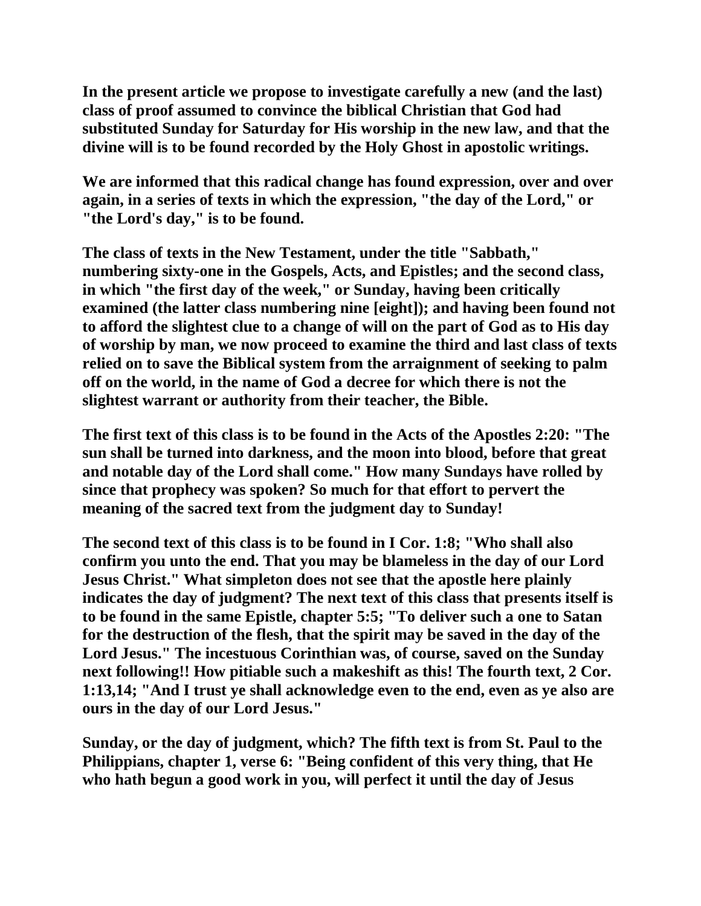**In the present article we propose to investigate carefully a new (and the last) class of proof assumed to convince the biblical Christian that God had substituted Sunday for Saturday for His worship in the new law, and that the divine will is to be found recorded by the Holy Ghost in apostolic writings.**

**We are informed that this radical change has found expression, over and over again, in a series of texts in which the expression, "the day of the Lord," or "the Lord's day," is to be found.**

**The class of texts in the New Testament, under the title "Sabbath," numbering sixty-one in the Gospels, Acts, and Epistles; and the second class, in which "the first day of the week," or Sunday, having been critically examined (the latter class numbering nine [eight]); and having been found not to afford the slightest clue to a change of will on the part of God as to His day of worship by man, we now proceed to examine the third and last class of texts relied on to save the Biblical system from the arraignment of seeking to palm off on the world, in the name of God a decree for which there is not the slightest warrant or authority from their teacher, the Bible.**

**The first text of this class is to be found in the Acts of the Apostles 2:20: "The sun shall be turned into darkness, and the moon into blood, before that great and notable day of the Lord shall come." How many Sundays have rolled by since that prophecy was spoken? So much for that effort to pervert the meaning of the sacred text from the judgment day to Sunday!**

**The second text of this class is to be found in I Cor. 1:8; "Who shall also confirm you unto the end. That you may be blameless in the day of our Lord Jesus Christ." What simpleton does not see that the apostle here plainly indicates the day of judgment? The next text of this class that presents itself is to be found in the same Epistle, chapter 5:5; "To deliver such a one to Satan for the destruction of the flesh, that the spirit may be saved in the day of the Lord Jesus." The incestuous Corinthian was, of course, saved on the Sunday next following!! How pitiable such a makeshift as this! The fourth text, 2 Cor. 1:13,14; "And I trust ye shall acknowledge even to the end, even as ye also are ours in the day of our Lord Jesus."**

**Sunday, or the day of judgment, which? The fifth text is from St. Paul to the Philippians, chapter 1, verse 6: "Being confident of this very thing, that He who hath begun a good work in you, will perfect it until the day of Jesus**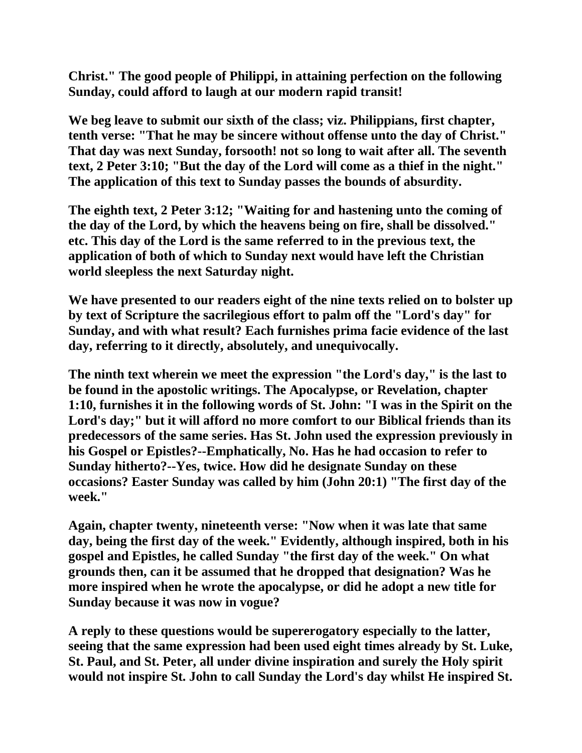**Christ." The good people of Philippi, in attaining perfection on the following Sunday, could afford to laugh at our modern rapid transit!**

**We beg leave to submit our sixth of the class; viz. Philippians, first chapter, tenth verse: "That he may be sincere without offense unto the day of Christ." That day was next Sunday, forsooth! not so long to wait after all. The seventh text, 2 Peter 3:10; "But the day of the Lord will come as a thief in the night." The application of this text to Sunday passes the bounds of absurdity.**

**The eighth text, 2 Peter 3:12; "Waiting for and hastening unto the coming of the day of the Lord, by which the heavens being on fire, shall be dissolved." etc. This day of the Lord is the same referred to in the previous text, the application of both of which to Sunday next would have left the Christian world sleepless the next Saturday night.**

**We have presented to our readers eight of the nine texts relied on to bolster up by text of Scripture the sacrilegious effort to palm off the "Lord's day" for Sunday, and with what result? Each furnishes prima facie evidence of the last day, referring to it directly, absolutely, and unequivocally.**

**The ninth text wherein we meet the expression "the Lord's day," is the last to be found in the apostolic writings. The Apocalypse, or Revelation, chapter 1:10, furnishes it in the following words of St. John: "I was in the Spirit on the Lord's day;" but it will afford no more comfort to our Biblical friends than its predecessors of the same series. Has St. John used the expression previously in his Gospel or Epistles?--Emphatically, No. Has he had occasion to refer to Sunday hitherto?--Yes, twice. How did he designate Sunday on these occasions? Easter Sunday was called by him (John 20:1) "The first day of the week."**

**Again, chapter twenty, nineteenth verse: "Now when it was late that same day, being the first day of the week." Evidently, although inspired, both in his gospel and Epistles, he called Sunday "the first day of the week." On what grounds then, can it be assumed that he dropped that designation? Was he more inspired when he wrote the apocalypse, or did he adopt a new title for Sunday because it was now in vogue?**

**A reply to these questions would be supererogatory especially to the latter, seeing that the same expression had been used eight times already by St. Luke, St. Paul, and St. Peter, all under divine inspiration and surely the Holy spirit would not inspire St. John to call Sunday the Lord's day whilst He inspired St.**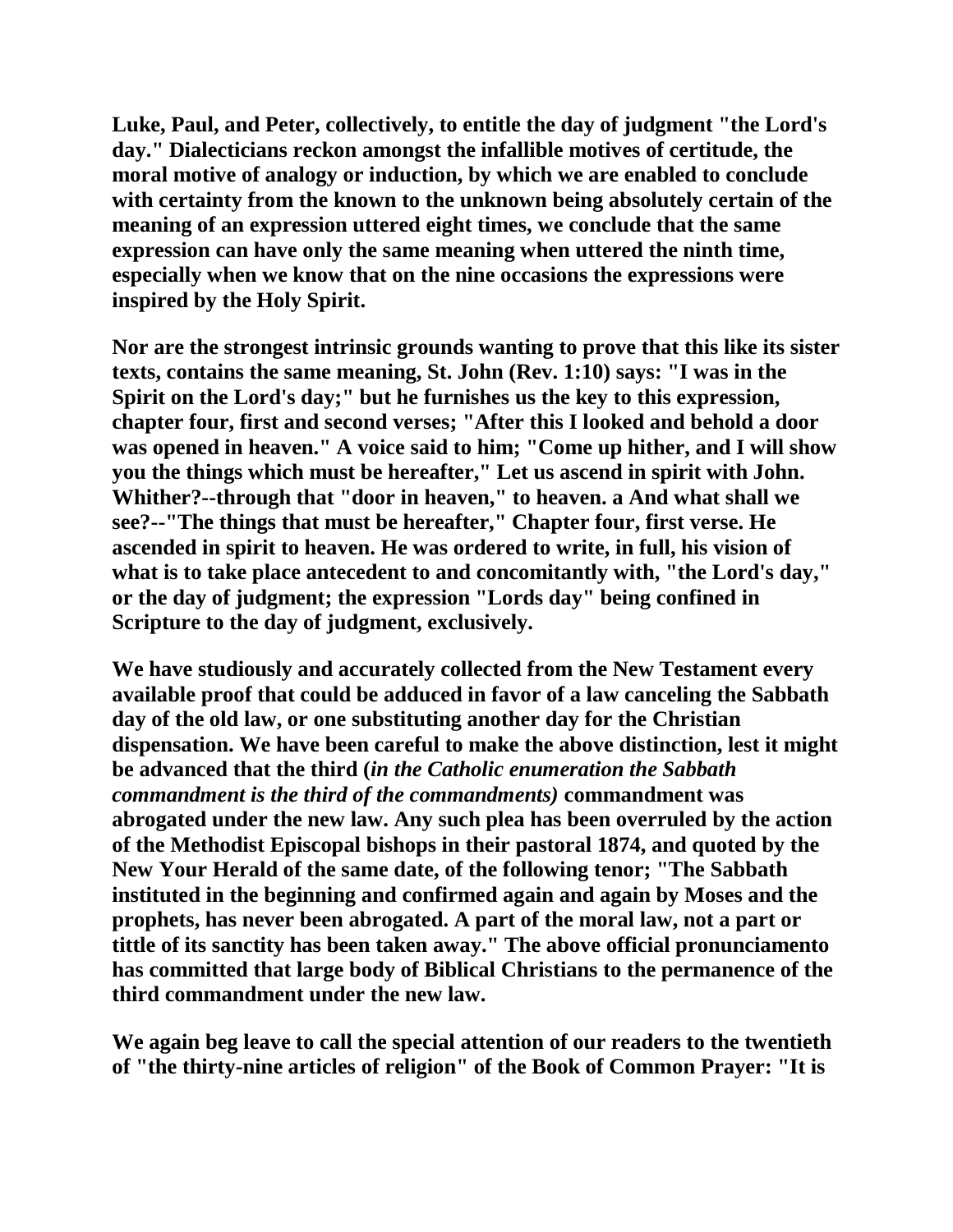**Luke, Paul, and Peter, collectively, to entitle the day of judgment "the Lord's day." Dialecticians reckon amongst the infallible motives of certitude, the moral motive of analogy or induction, by which we are enabled to conclude with certainty from the known to the unknown being absolutely certain of the meaning of an expression uttered eight times, we conclude that the same expression can have only the same meaning when uttered the ninth time, especially when we know that on the nine occasions the expressions were inspired by the Holy Spirit.**

**Nor are the strongest intrinsic grounds wanting to prove that this like its sister texts, contains the same meaning, St. John (Rev. 1:10) says: "I was in the Spirit on the Lord's day;" but he furnishes us the key to this expression, chapter four, first and second verses; "After this I looked and behold a door was opened in heaven." A voice said to him; "Come up hither, and I will show you the things which must be hereafter," Let us ascend in spirit with John. Whither?--through that "door in heaven," to heaven. a And what shall we see?--"The things that must be hereafter," Chapter four, first verse. He ascended in spirit to heaven. He was ordered to write, in full, his vision of what is to take place antecedent to and concomitantly with, "the Lord's day," or the day of judgment; the expression "Lords day" being confined in Scripture to the day of judgment, exclusively.**

**We have studiously and accurately collected from the New Testament every available proof that could be adduced in favor of a law canceling the Sabbath day of the old law, or one substituting another day for the Christian dispensation. We have been careful to make the above distinction, lest it might be advanced that the third (*in the Catholic enumeration the Sabbath commandment is the third of the commandments)* commandment was abrogated under the new law. Any such plea has been overruled by the action of the Methodist Episcopal bishops in their pastoral 1874, and quoted by the New Your Herald of the same date, of the following tenor; "The Sabbath instituted in the beginning and confirmed again and again by Moses and the prophets, has never been abrogated. A part of the moral law, not a part or tittle of its sanctity has been taken away." The above official pronunciamento has committed that large body of Biblical Christians to the permanence of the third commandment under the new law.**

**We again beg leave to call the special attention of our readers to the twentieth of "the thirty-nine articles of religion" of the Book of Common Prayer: "It is**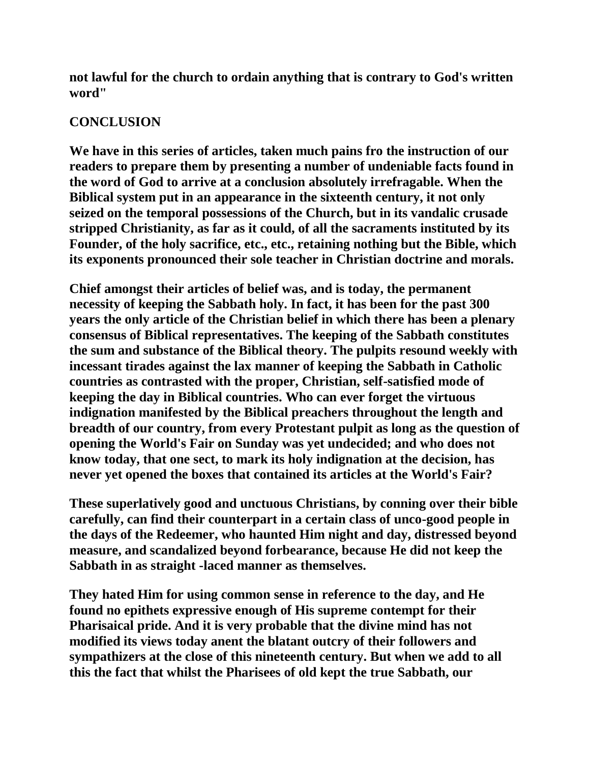**not lawful for the church to ordain anything that is contrary to God's written word"**

## CONCLUSION

**We have in this series of articles, taken much pains fro the instruction of our readers to prepare them by presenting a number of undeniable facts found in the word of God to arrive at a conclusion absolutely irrefragable. When the Biblical system put in an appearance in the sixteenth century, it not only seized on the temporal possessions of the Church, but in its vandalic crusade stripped Christianity, as far as it could, of all the sacraments instituted by its Founder, of the holy sacrifice, etc., etc., retaining nothing but the Bible, which its exponents pronounced their sole teacher in Christian doctrine and morals.**

**Chief amongst their articles of belief was, and is today, the permanent necessity of keeping the Sabbath holy. In fact, it has been for the past 300 years the only article of the Christian belief in which there has been a plenary consensus of Biblical representatives. The keeping of the Sabbath constitutes the sum and substance of the Biblical theory. The pulpits resound weekly with incessant tirades against the lax manner of keeping the Sabbath in Catholic countries as contrasted with the proper, Christian, self-satisfied mode of keeping the day in Biblical countries. Who can ever forget the virtuous indignation manifested by the Biblical preachers throughout the length and breadth of our country, from every Protestant pulpit as long as the question of opening the World's Fair on Sunday was yet undecided; and who does not know today, that one sect, to mark its holy indignation at the decision, has never yet opened the boxes that contained its articles at the World's Fair?**

**These superlatively good and unctuous Christians, by conning over their bible carefully, can find their counterpart in a certain class of unco-good people in the days of the Redeemer, who haunted Him night and day, distressed beyond measure, and scandalized beyond forbearance, because He did not keep the Sabbath in as straight -laced manner as themselves.**

**They hated Him for using common sense in reference to the day, and He found no epithets expressive enough of His supreme contempt for their Pharisaical pride. And it is very probable that the divine mind has not modified its views today anent the blatant outcry of their followers and sympathizers at the close of this nineteenth century. But when we add to all this the fact that whilst the Pharisees of old kept the true Sabbath, our**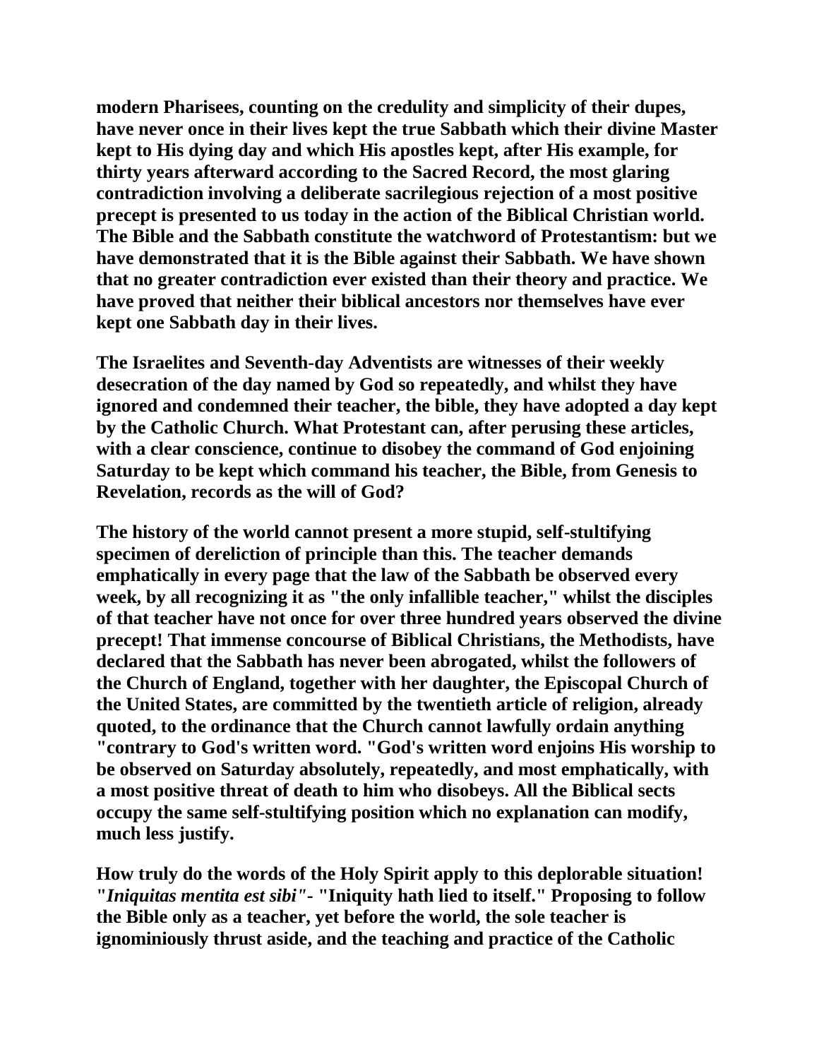**modern Pharisees, counting on the credulity and simplicity of their dupes, have never once in their lives kept the true Sabbath which their divine Master kept to His dying day and which His apostles kept, after His example, for thirty years afterward according to the Sacred Record, the most glaring contradiction involving a deliberate sacrilegious rejection of a most positive precept is presented to us today in the action of the Biblical Christian world. The Bible and the Sabbath constitute the watchword of Protestantism: but we have demonstrated that it is the Bible against their Sabbath. We have shown that no greater contradiction ever existed than their theory and practice. We have proved that neither their biblical ancestors nor themselves have ever kept one Sabbath day in their lives.**

**The Israelites and Seventh-day Adventists are witnesses of their weekly desecration of the day named by God so repeatedly, and whilst they have ignored and condemned their teacher, the bible, they have adopted a day kept by the Catholic Church. What Protestant can, after perusing these articles, with a clear conscience, continue to disobey the command of God enjoining Saturday to be kept which command his teacher, the Bible, from Genesis to Revelation, records as the will of God?**

**The history of the world cannot present a more stupid, self-stultifying specimen of dereliction of principle than this. The teacher demands emphatically in every page that the law of the Sabbath be observed every week, by all recognizing it as "the only infallible teacher," whilst the disciples of that teacher have not once for over three hundred years observed the divine precept! That immense concourse of Biblical Christians, the Methodists, have declared that the Sabbath has never been abrogated, whilst the followers of the Church of England, together with her daughter, the Episcopal Church of the United States, are committed by the twentieth article of religion, already quoted, to the ordinance that the Church cannot lawfully ordain anything "contrary to God's written word. "God's written word enjoins His worship to be observed on Saturday absolutely, repeatedly, and most emphatically, with a most positive threat of death to him who disobeys. All the Biblical sects occupy the same self-stultifying position which no explanation can modify, much less justify.**

**How truly do the words of the Holy Spirit apply to this deplorable situation! "*Iniquitas mentita est sibi*"- "Iniquity hath lied to itself." Proposing to follow the Bible only as a teacher, yet before the world, the sole teacher is ignominiously thrust aside, and the teaching and practice of the Catholic**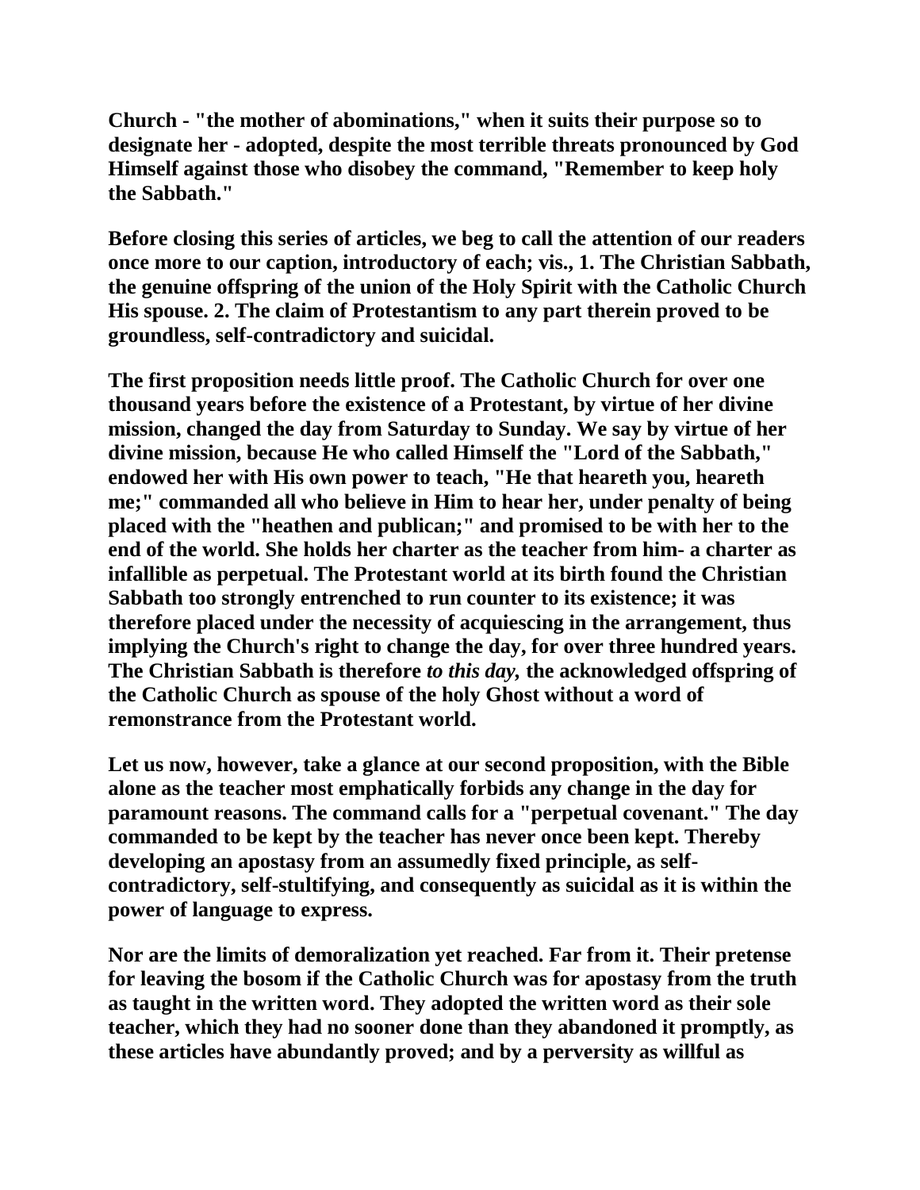**Church - "the mother of abominations," when it suits their purpose so to designate her - adopted, despite the most terrible threats pronounced by God Himself against those who disobey the command, "Remember to keep holy the Sabbath."**

**Before closing this series of articles, we beg to call the attention of our readers once more to our caption, introductory of each; vis., 1. The Christian Sabbath, the genuine offspring of the union of the Holy Spirit with the Catholic Church His spouse. 2. The claim of Protestantism to any part therein proved to be groundless, self-contradictory and suicidal.**

**The first proposition needs little proof. The Catholic Church for over one thousand years before the existence of a Protestant, by virtue of her divine mission, changed the day from Saturday to Sunday. We say by virtue of her divine mission, because He who called Himself the "Lord of the Sabbath," endowed her with His own power to teach, "He that heareth you, heareth me;" commanded all who believe in Him to hear her, under penalty of being placed with the "heathen and publican;" and promised to be with her to the end of the world. She holds her charter as the teacher from him- a charter as infallible as perpetual. The Protestant world at its birth found the Christian Sabbath too strongly entrenched to run counter to its existence; it was therefore placed under the necessity of acquiescing in the arrangement, thus implying the Church's right to change the day, for over three hundred years. The Christian Sabbath is therefore *to this day,* the acknowledged offspring of the Catholic Church as spouse of the holy Ghost without a word of remonstrance from the Protestant world.**

**Let us now, however, take a glance at our second proposition, with the Bible alone as the teacher most emphatically forbids any change in the day for paramount reasons. The command calls for a "perpetual covenant." The day commanded to be kept by the teacher has never once been kept. Thereby developing an apostasy from an assumedly fixed principle, as self-contradictory, self-stultifying, and consequently as suicidal as it is within the power of language to express.**

**Nor are the limits of demoralization yet reached. Far from it. Their pretense for leaving the bosom if the Catholic Church was for apostasy from the truth as taught in the written word. They adopted the written word as their sole teacher, which they had no sooner done than they abandoned it promptly, as these articles have abundantly proved; and by a perversity as willful as**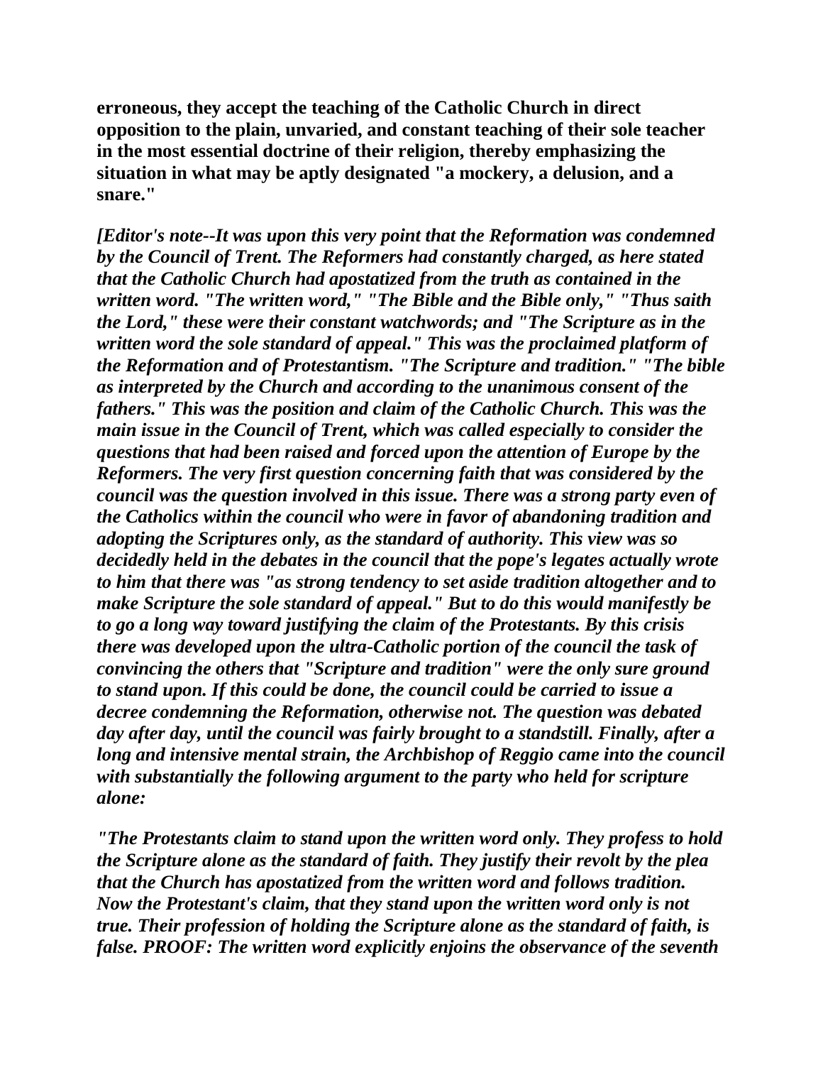**erroneous, they accept the teaching of the Catholic Church in direct opposition to the plain, unvaried, and constant teaching of their sole teacher in the most essential doctrine of their religion, thereby emphasizing the situation in what may be aptly designated "a mockery, a delusion, and a snare."**

***[Editor's note--It was upon this very point that the Reformation was condemned by the Council of Trent. The Reformers had constantly charged, as here stated that the Catholic Church had apostatized from the truth as contained in the written word. "The written word," "The Bible and the Bible only," "Thus saith the Lord," these were their constant watchwords; and "The Scripture as in the written word the sole standard of appeal." This was the proclaimed platform of the Reformation and of Protestantism. "The Scripture and tradition." "The bible as interpreted by the Church and according to the unanimous consent of the fathers." This was the position and claim of the Catholic Church. This was the main issue in the Council of Trent, which was called especially to consider the questions that had been raised and forced upon the attention of Europe by the Reformers. The very first question concerning faith that was considered by the council was the question involved in this issue. There was a strong party even of the Catholics within the council who were in favor of abandoning tradition and adopting the Scriptures only, as the standard of authority. This view was so decidedly held in the debates in the council that the pope's legates actually wrote to him that there was "as strong tendency to set aside tradition altogether and to make Scripture the sole standard of appeal." But to do this would manifestly be to go a long way toward justifying the claim of the Protestants. By this crisis there was developed upon the ultra-Catholic portion of the council the task of convincing the others that "Scripture and tradition" were the only sure ground to stand upon. If this could be done, the council could be carried to issue a decree condemning the Reformation, otherwise not. The question was debated day after day, until the council was fairly brought to a standstill. Finally, after a long and intensive mental strain, the Archbishop of Reggio came into the council with substantially the following argument to the party who held for scripture alone:***

***"The Protestants claim to stand upon the written word only. They profess to hold the Scripture alone as the standard of faith. They justify their revolt by the plea that the Church has apostatized from the written word and follows tradition. Now the Protestant's claim, that they stand upon the written word only is not true. Their profession of holding the Scripture alone as the standard of faith, is false. PROOF: The written word explicitly enjoins the observance of the seventh***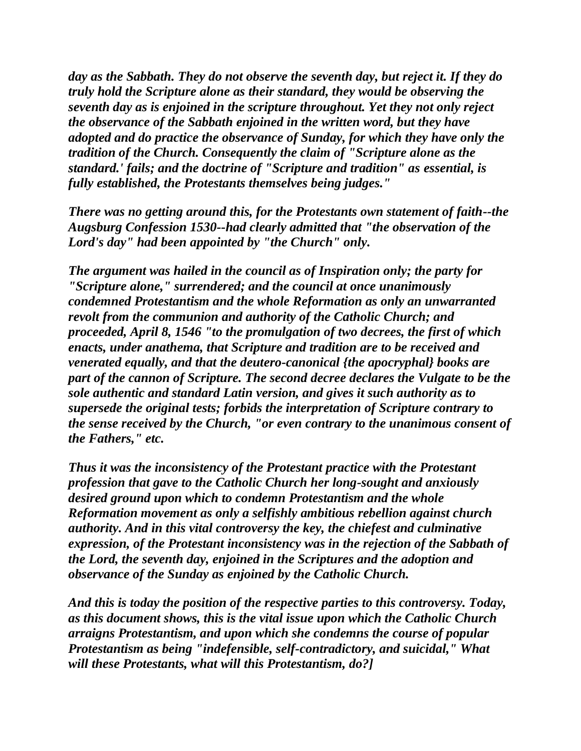*day as the Sabbath. They do not observe the seventh day, but reject it. If they do truly hold the Scripture alone as their standard, they would be observing the seventh day as is enjoined in the scripture throughout. Yet they not only reject the observance of the Sabbath enjoined in the written word, but they have adopted and do practice the observance of Sunday, for which they have only the tradition of the Church. Consequently the claim of "Scripture alone as the standard.' fails; and the doctrine of "Scripture and tradition" as essential, is fully established, the Protestants themselves being judges."*

*There was no getting around this, for the Protestants own statement of faith--the Augsburg Confession 1530--had clearly admitted that "the observation of the Lord's day" had been appointed by "the Church" only.*

*The argument was hailed in the council as of Inspiration only; the party for "Scripture alone," surrendered; and the council at once unanimously condemned Protestantism and the whole Reformation as only an unwarranted revolt from the communion and authority of the Catholic Church; and proceeded, April 8, 1546 "to the promulgation of two decrees, the first of which enacts, under anathema, that Scripture and tradition are to be received and venerated equally, and that the deutero-canonical {the apocryphal} books are part of the cannon of Scripture. The second decree declares the Vulgate to be the sole authentic and standard Latin version, and gives it such authority as to supersede the original tests; forbids the interpretation of Scripture contrary to the sense received by the Church, "or even contrary to the unanimous consent of the Fathers," etc.*

*Thus it was the inconsistency of the Protestant practice with the Protestant profession that gave to the Catholic Church her long-sought and anxiously desired ground upon which to condemn Protestantism and the whole Reformation movement as only a selfishly ambitious rebellion against church authority. And in this vital controversy the key, the chiefest and culminative expression, of the Protestant inconsistency was in the rejection of the Sabbath of the Lord, the seventh day, enjoined in the Scriptures and the adoption and observance of the Sunday as enjoined by the Catholic Church.*

*And this is today the position of the respective parties to this controversy. Today, as this document shows, this is the vital issue upon which the Catholic Church arraigns Protestantism, and upon which she condemns the course of popular Protestantism as being "indefensible, self-contradictory, and suicidal," What will these Protestants, what will this Protestantism, do?]*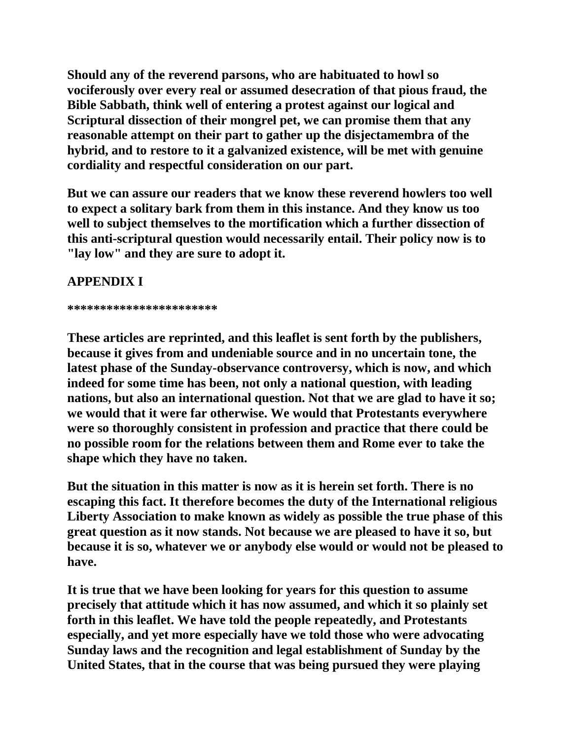**Should any of the reverend parsons, who are habituated to howl so vociferously over every real or assumed desecration of that pious fraud, the Bible Sabbath, think well of entering a protest against our logical and Scriptural dissection of their mongrel pet, we can promise them that any reasonable attempt on their part to gather up the disjectamembra of the hybrid, and to restore to it a galvanized existence, will be met with genuine cordiality and respectful consideration on our part.**

**But we can assure our readers that we know these reverend howlers too well to expect a solitary bark from them in this instance. And they know us too well to subject themselves to the mortification which a further dissection of this anti-scriptural question would necessarily entail. Their policy now is to "lay low" and they are sure to adopt it.**

## APPENDIX I

**************************

**These articles are reprinted, and this leaflet is sent forth by the publishers, because it gives from and undeniable source and in no uncertain tone, the latest phase of the Sunday-observance controversy, which is now, and which indeed for some time has been, not only a national question, with leading nations, but also an international question. Not that we are glad to have it so; we would that it were far otherwise. We would that Protestants everywhere were so thoroughly consistent in profession and practice that there could be no possible room for the relations between them and Rome ever to take the shape which they have no taken.**

**But the situation in this matter is now as it is herein set forth. There is no escaping this fact. It therefore becomes the duty of the International religious Liberty Association to make known as widely as possible the true phase of this great question as it now stands. Not because we are pleased to have it so, but because it is so, whatever we or anybody else would or would not be pleased to have.**

**It is true that we have been looking for years for this question to assume precisely that attitude which it has now assumed, and which it so plainly set forth in this leaflet. We have told the people repeatedly, and Protestants especially, and yet more especially have we told those who were advocating Sunday laws and the recognition and legal establishment of Sunday by the United States, that in the course that was being pursued they were playing**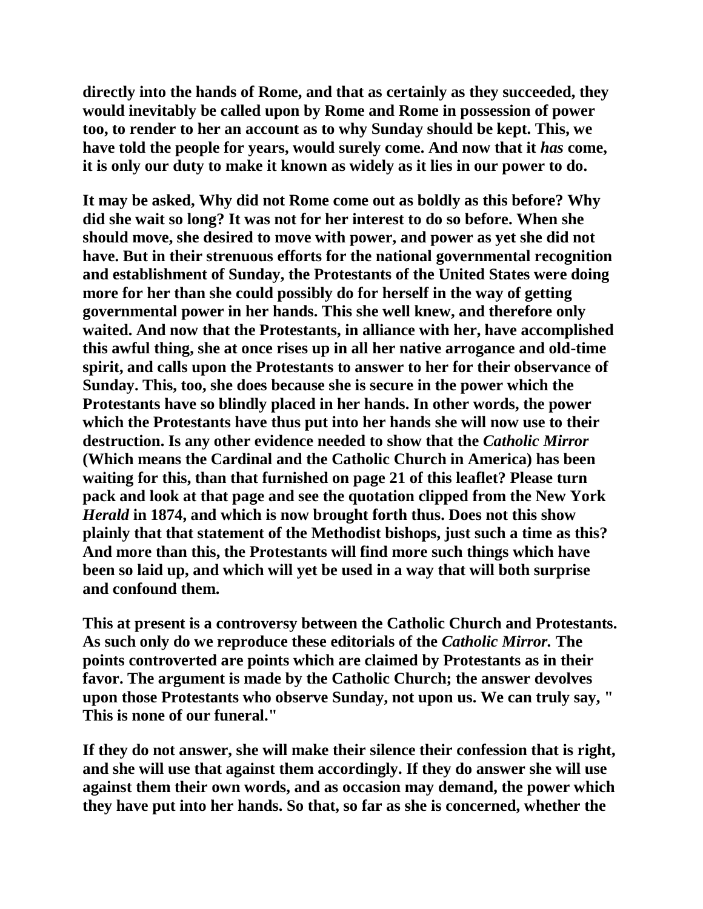**directly into the hands of Rome, and that as certainly as they succeeded, they would inevitably be called upon by Rome and Rome in possession of power too, to render to her an account as to why Sunday should be kept. This, we have told the people for years, would surely come. And now that it *has* come, it is only our duty to make it known as widely as it lies in our power to do.**

**It may be asked, Why did not Rome come out as boldly as this before? Why did she wait so long? It was not for her interest to do so before. When she should move, she desired to move with power, and power as yet she did not have. But in their strenuous efforts for the national governmental recognition and establishment of Sunday, the Protestants of the United States were doing more for her than she could possibly do for herself in the way of getting governmental power in her hands. This she well knew, and therefore only waited. And now that the Protestants, in alliance with her, have accomplished this awful thing, she at once rises up in all her native arrogance and old-time spirit, and calls upon the Protestants to answer to her for their observance of Sunday. This, too, she does because she is secure in the power which the Protestants have so blindly placed in her hands. In other words, the power which the Protestants have thus put into her hands she will now use to their destruction. Is any other evidence needed to show that the *Catholic Mirror* (Which means the Cardinal and the Catholic Church in America) has been waiting for this, than that furnished on page 21 of this leaflet? Please turn pack and look at that page and see the quotation clipped from the New York *Herald* in 1874, and which is now brought forth thus. Does not this show plainly that that statement of the Methodist bishops, just such a time as this? And more than this, the Protestants will find more such things which have been so laid up, and which will yet be used in a way that will both surprise and confound them.**

**This at present is a controversy between the Catholic Church and Protestants. As such only do we reproduce these editorials of the *Catholic Mirror.* The points controverted are points which are claimed by Protestants as in their favor. The argument is made by the Catholic Church; the answer devolves upon those Protestants who observe Sunday, not upon us. We can truly say, " This is none of our funeral."**

**If they do not answer, she will make their silence their confession that is right, and she will use that against them accordingly. If they do answer she will use against them their own words, and as occasion may demand, the power which they have put into her hands. So that, so far as she is concerned, whether the**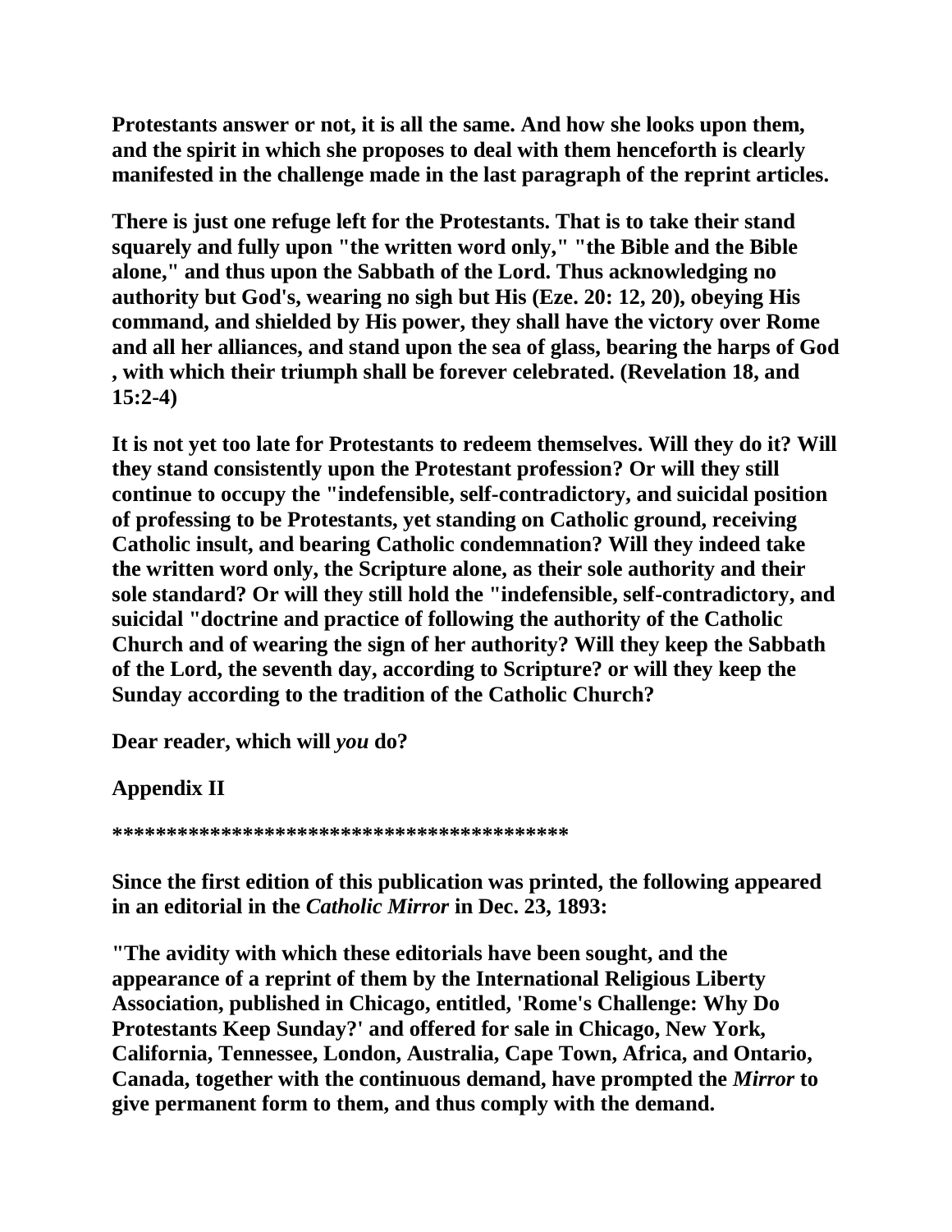**Protestants answer or not, it is all the same. And how she looks upon them, and the spirit in which she proposes to deal with them henceforth is clearly manifested in the challenge made in the last paragraph of the reprint articles.**

**There is just one refuge left for the Protestants. That is to take their stand squarely and fully upon "the written word only," "the Bible and the Bible alone," and thus upon the Sabbath of the Lord. Thus acknowledging no authority but God's, wearing no sigh but His (Eze. 20: 12, 20), obeying His command, and shielded by His power, they shall have the victory over Rome and all her alliances, and stand upon the sea of glass, bearing the harps of God , with which their triumph shall be forever celebrated. (Revelation 18, and 15:2-4)**

**It is not yet too late for Protestants to redeem themselves. Will they do it? Will they stand consistently upon the Protestant profession? Or will they still continue to occupy the "indefensible, self-contradictory, and suicidal position of professing to be Protestants, yet standing on Catholic ground, receiving Catholic insult, and bearing Catholic condemnation? Will they indeed take the written word only, the Scripture alone, as their sole authority and their sole standard? Or will they still hold the "indefensible, self-contradictory, and suicidal "doctrine and practice of following the authority of the Catholic Church and of wearing the sign of her authority? Will they keep the Sabbath of the Lord, the seventh day, according to Scripture? or will they keep the Sunday according to the tradition of the Catholic Church?**

**Dear reader, which will *you* do?**

**Appendix II**

**\*\*\*\*\*\*\*\*\*\*\*\*\*\*\*\*\*\*\*\*\*\*\*\*\*\*\*\*\*\*\*\*\*\*\*\*\*\*\*\*\*\***

**Since the first edition of this publication was printed, the following appeared in an editorial in the *Catholic Mirror* in Dec. 23, 1893:**

**"The avidity with which these editorials have been sought, and the appearance of a reprint of them by the International Religious Liberty Association, published in Chicago, entitled, 'Rome's Challenge: Why Do Protestants Keep Sunday?' and offered for sale in Chicago, New York, California, Tennessee, London, Australia, Cape Town, Africa, and Ontario, Canada, together with the continuous demand, have prompted the *Mirror* to give permanent form to them, and thus comply with the demand.**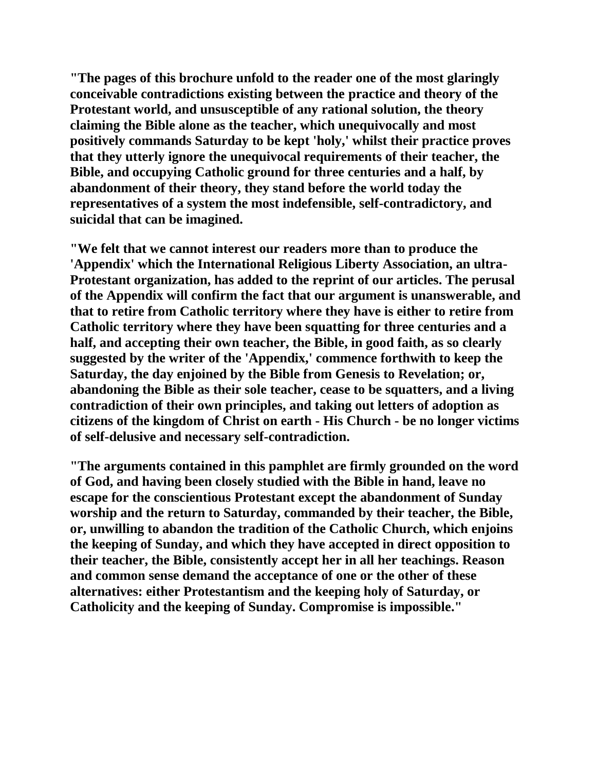**"The pages of this brochure unfold to the reader one of the most glaringly conceivable contradictions existing between the practice and theory of the Protestant world, and unsusceptible of any rational solution, the theory claiming the Bible alone as the teacher, which unequivocally and most positively commands Saturday to be kept 'holy,' whilst their practice proves that they utterly ignore the unequivocal requirements of their teacher, the Bible, and occupying Catholic ground for three centuries and a half, by abandonment of their theory, they stand before the world today the representatives of a system the most indefensible, self-contradictory, and suicidal that can be imagined.**

**"We felt that we cannot interest our readers more than to produce the 'Appendix' which the International Religious Liberty Association, an ultra-Protestant organization, has added to the reprint of our articles. The perusal of the Appendix will confirm the fact that our argument is unanswerable, and that to retire from Catholic territory where they have is either to retire from Catholic territory where they have been squatting for three centuries and a half, and accepting their own teacher, the Bible, in good faith, as so clearly suggested by the writer of the 'Appendix,' commence forthwith to keep the Saturday, the day enjoined by the Bible from Genesis to Revelation; or, abandoning the Bible as their sole teacher, cease to be squatters, and a living contradiction of their own principles, and taking out letters of adoption as citizens of the kingdom of Christ on earth - His Church - be no longer victims of self-delusive and necessary self-contradiction.**

**"The arguments contained in this pamphlet are firmly grounded on the word of God, and having been closely studied with the Bible in hand, leave no escape for the conscientious Protestant except the abandonment of Sunday worship and the return to Saturday, commanded by their teacher, the Bible, or, unwilling to abandon the tradition of the Catholic Church, which enjoins the keeping of Sunday, and which they have accepted in direct opposition to their teacher, the Bible, consistently accept her in all her teachings. Reason and common sense demand the acceptance of one or the other of these alternatives: either Protestantism and the keeping holy of Saturday, or Catholicity and the keeping of Sunday. Compromise is impossible."**